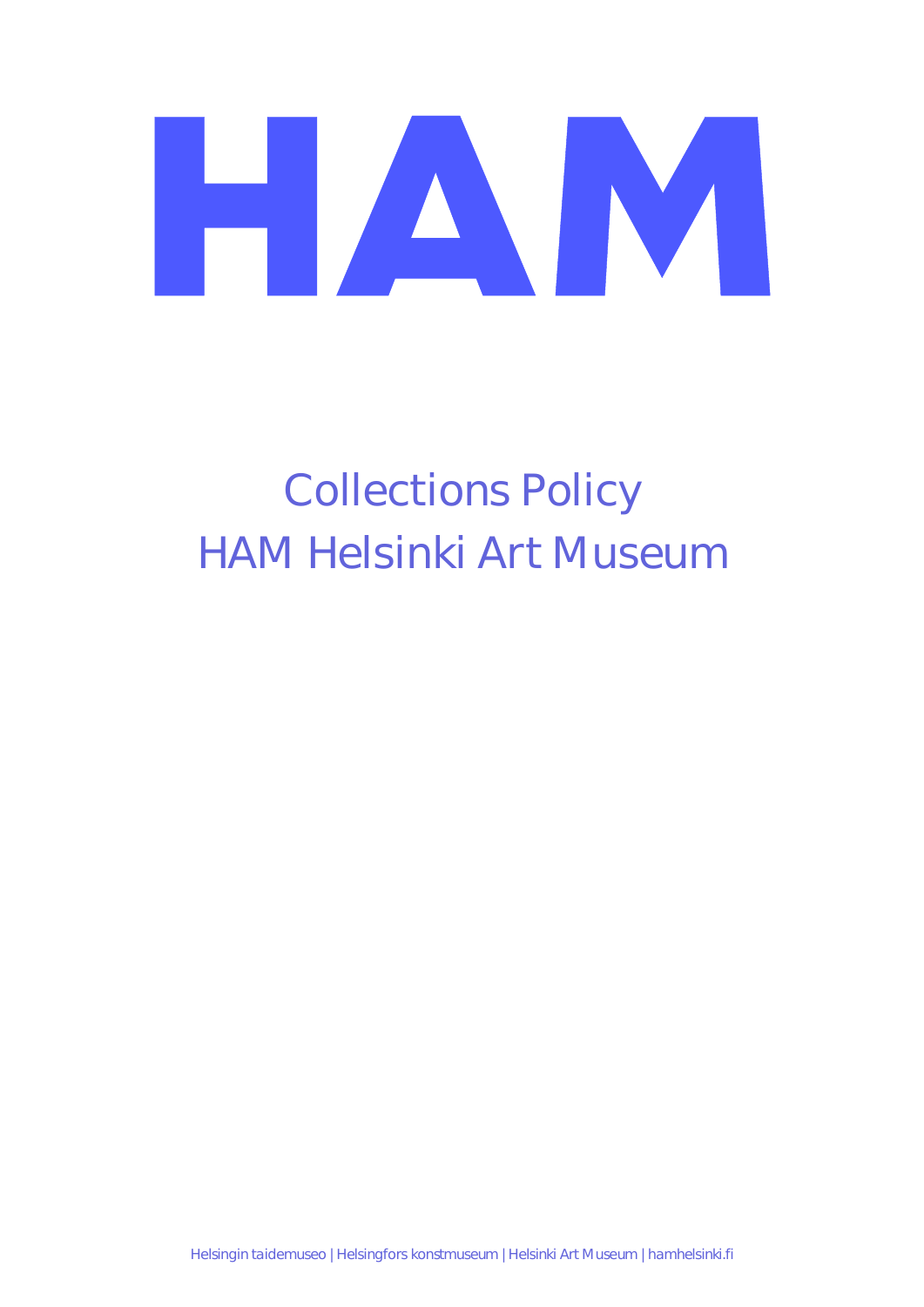# HAM

# Collections Policy
# HAM Helsinki Art Museum

Helsingin taidemuseo | Helsingfors konstmuseum | Helsinki Art Museum | hamhelsinki.fi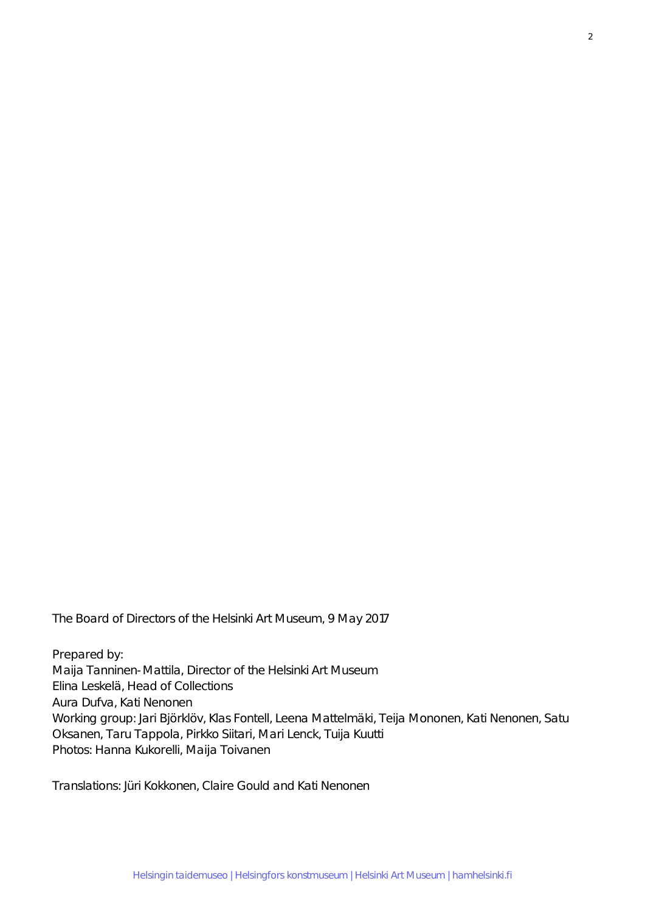The Board of Directors of the Helsinki Art Museum, 9 May 2017

Prepared by:
Maija Tanninen-Mattila, Director of the Helsinki Art Museum
Elina Leskelä, Head of Collections
Aura Dufva, Kati Nenonen
Working group: Jari Björklöv, Klas Fontell, Leena Mattelmäki, Teija Mononen, Kati Nenonen, Satu Oksanen, Taru Tappola, Pirkko Siitari, Mari Lenck, Tuija Kuutti
Photos: Hanna Kukorelli, Maija Toivanen

Translations: Jüri Kokkonen, Claire Gould and Kati Nenonen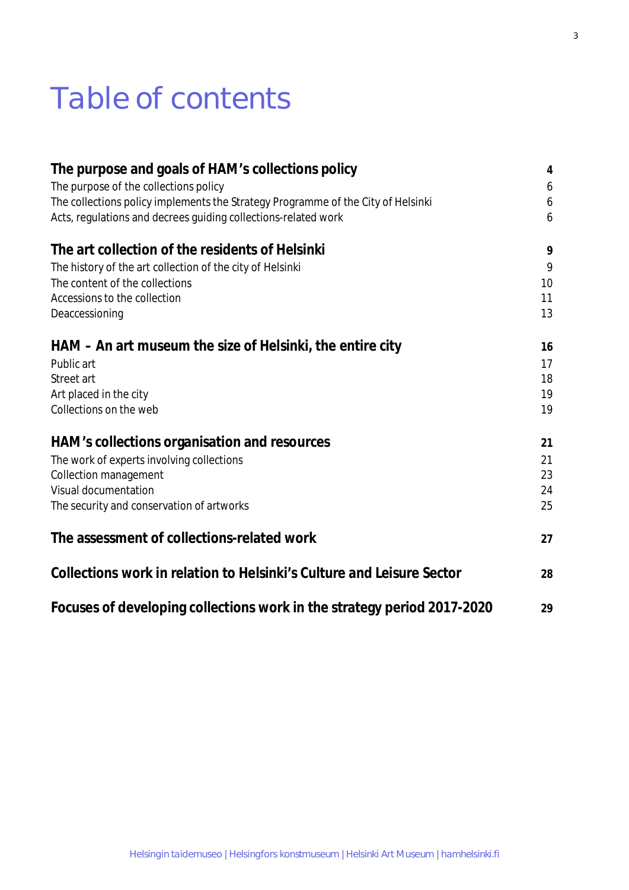# Table of contents

| | |
|---|---|
| **The purpose and goals of HAM's collections policy** | **4** |
| The purpose of the collections policy | 6 |
| The collections policy implements the Strategy Programme of the City of Helsinki | 6 |
| Acts, regulations and decrees guiding collections-related work | 6 |
| **The art collection of the residents of Helsinki** | **9** |
| The history of the art collection of the city of Helsinki | 9 |
| The content of the collections | 10 |
| Accessions to the collection | 11 |
| Deaccessioning | 13 |
| **HAM – An art museum the size of Helsinki, the entire city** | **16** |
| Public art | 17 |
| Street art | 18 |
| Art placed in the city | 19 |
| Collections on the web | 19 |
| **HAM's collections organisation and resources** | **21** |
| The work of experts involving collections | 21 |
| Collection management | 23 |
| Visual documentation | 24 |
| The security and conservation of artworks | 25 |
| **The assessment of collections-related work** | **27** |
| **Collections work in relation to Helsinki's Culture and Leisure Sector** | **28** |
| **Focuses of developing collections work in the strategy period 2017-2020** | **29** |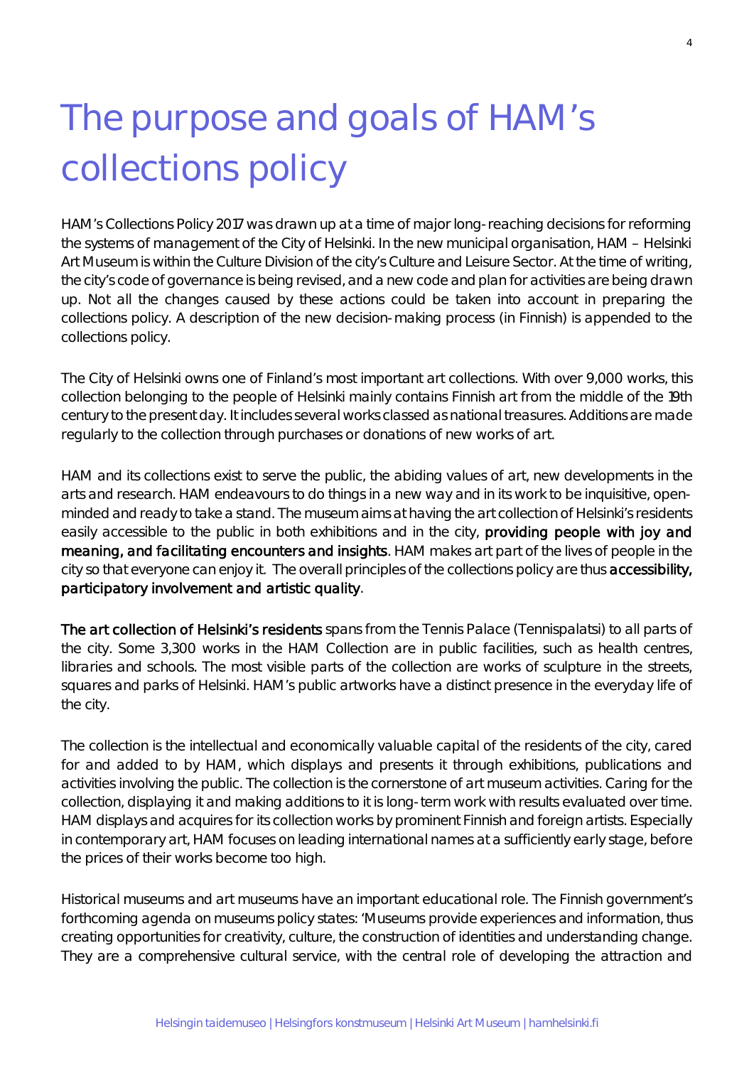# The purpose and goals of HAM's collections policy

HAM's Collections Policy 2017 was drawn up at a time of major long-reaching decisions for reforming the systems of management of the City of Helsinki. In the new municipal organisation, HAM – Helsinki Art Museum is within the Culture Division of the city's Culture and Leisure Sector. At the time of writing, the city's code of governance is being revised, and a new code and plan for activities are being drawn up. Not all the changes caused by these actions could be taken into account in preparing the collections policy. A description of the new decision-making process (in Finnish) is appended to the collections policy.

The City of Helsinki owns one of Finland's most important art collections. With over 9,000 works, this collection belonging to the people of Helsinki mainly contains Finnish art from the middle of the 19th century to the present day. It includes several works classed as national treasures. Additions are made regularly to the collection through purchases or donations of new works of art.

HAM and its collections exist to serve the public, the abiding values of art, new developments in the arts and research. HAM endeavours to do things in a new way and in its work to be inquisitive, open-minded and ready to take a stand. The museum aims at having the art collection of Helsinki's residents easily accessible to the public in both exhibitions and in the city, **providing people with joy and meaning, and facilitating encounters and insights**. HAM makes art part of the lives of people in the city so that everyone can enjoy it. The overall principles of the collections policy are thus **accessibility, participatory involvement and artistic quality**.

**The art collection of Helsinki's residents** spans from the Tennis Palace (Tennispalatsi) to all parts of the city. Some 3,300 works in the HAM Collection are in public facilities, such as health centres, libraries and schools. The most visible parts of the collection are works of sculpture in the streets, squares and parks of Helsinki. HAM's public artworks have a distinct presence in the everyday life of the city.

The collection is the intellectual and economically valuable capital of the residents of the city, cared for and added to by HAM, which displays and presents it through exhibitions, publications and activities involving the public. The collection is the cornerstone of art museum activities. Caring for the collection, displaying it and making additions to it is long-term work with results evaluated over time. HAM displays and acquires for its collection works by prominent Finnish and foreign artists. Especially in contemporary art, HAM focuses on leading international names at a sufficiently early stage, before the prices of their works become too high.

Historical museums and art museums have an important educational role. The Finnish government's forthcoming agenda on museums policy states: 'Museums provide experiences and information, thus creating opportunities for creativity, culture, the construction of identities and understanding change. They are a comprehensive cultural service, with the central role of developing the attraction and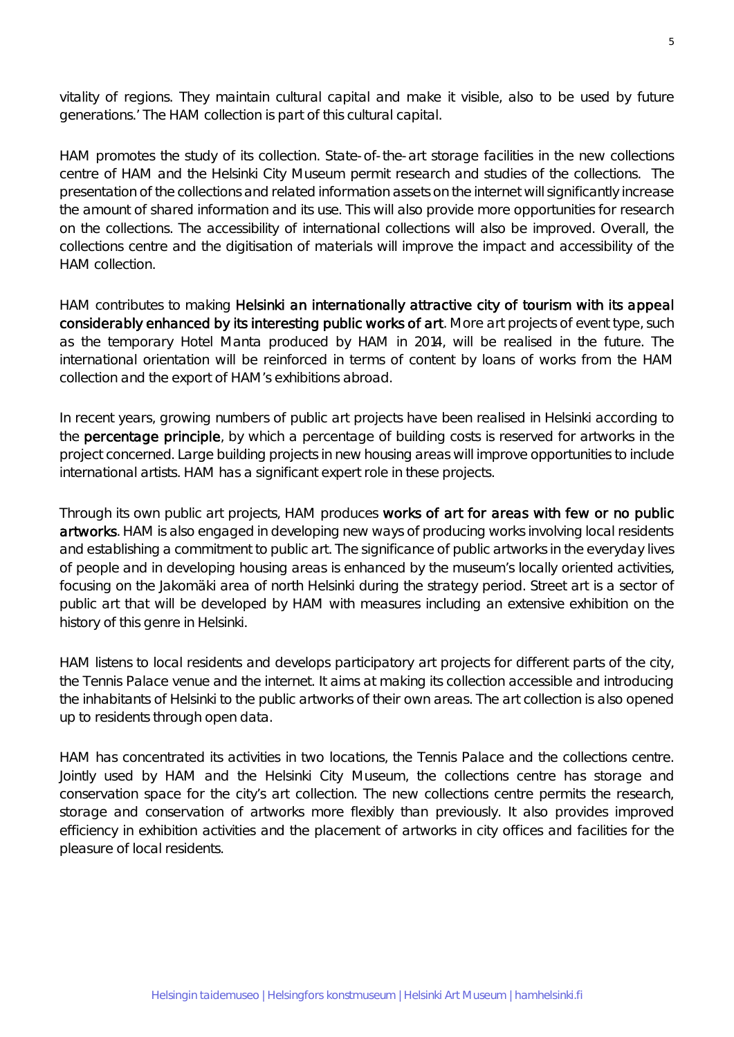vitality of regions. They maintain cultural capital and make it visible, also to be used by future generations.' The HAM collection is part of this cultural capital.

HAM promotes the study of its collection. State-of-the-art storage facilities in the new collections centre of HAM and the Helsinki City Museum permit research and studies of the collections. The presentation of the collections and related information assets on the internet will significantly increase the amount of shared information and its use. This will also provide more opportunities for research on the collections. The accessibility of international collections will also be improved. Overall, the collections centre and the digitisation of materials will improve the impact and accessibility of the HAM collection.

HAM contributes to making **Helsinki an internationally attractive city of tourism with its appeal considerably enhanced by its interesting public works of art**. More art projects of event type, such as the temporary Hotel Manta produced by HAM in 2014, will be realised in the future. The international orientation will be reinforced in terms of content by loans of works from the HAM collection and the export of HAM's exhibitions abroad.

In recent years, growing numbers of public art projects have been realised in Helsinki according to the **percentage principle**, by which a percentage of building costs is reserved for artworks in the project concerned. Large building projects in new housing areas will improve opportunities to include international artists. HAM has a significant expert role in these projects.

Through its own public art projects, HAM produces **works of art for areas with few or no public artworks**. HAM is also engaged in developing new ways of producing works involving local residents and establishing a commitment to public art. The significance of public artworks in the everyday lives of people and in developing housing areas is enhanced by the museum's locally oriented activities, focusing on the Jakomäki area of north Helsinki during the strategy period. Street art is a sector of public art that will be developed by HAM with measures including an extensive exhibition on the history of this genre in Helsinki.

HAM listens to local residents and develops participatory art projects for different parts of the city, the Tennis Palace venue and the internet. It aims at making its collection accessible and introducing the inhabitants of Helsinki to the public artworks of their own areas. The art collection is also opened up to residents through open data.

HAM has concentrated its activities in two locations, the Tennis Palace and the collections centre. Jointly used by HAM and the Helsinki City Museum, the collections centre has storage and conservation space for the city's art collection. The new collections centre permits the research, storage and conservation of artworks more flexibly than previously. It also provides improved efficiency in exhibition activities and the placement of artworks in city offices and facilities for the pleasure of local residents.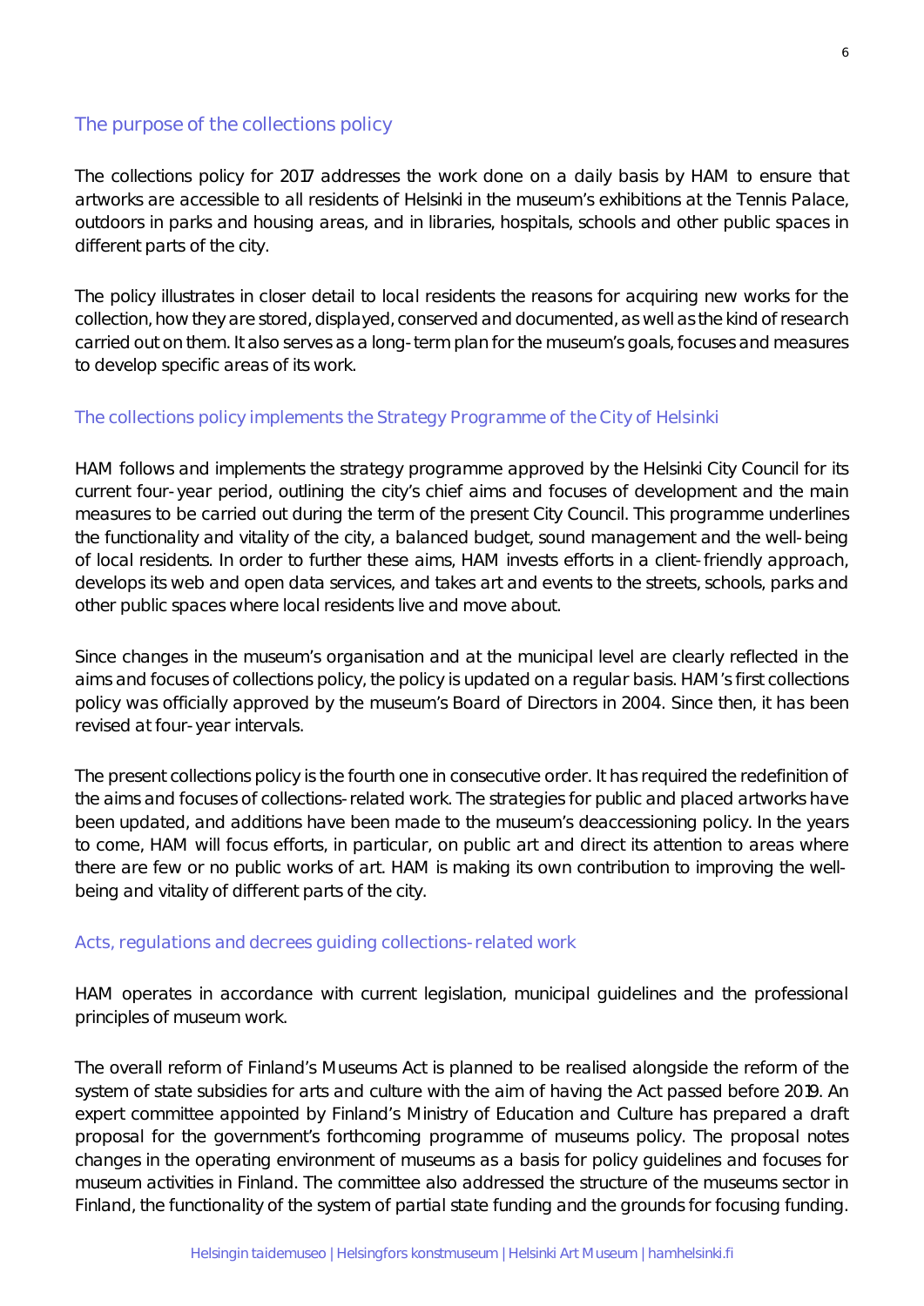## The purpose of the collections policy

The collections policy for 2017 addresses the work done on a daily basis by HAM to ensure that artworks are accessible to all residents of Helsinki in the museum's exhibitions at the Tennis Palace, outdoors in parks and housing areas, and in libraries, hospitals, schools and other public spaces in different parts of the city.

The policy illustrates in closer detail to local residents the reasons for acquiring new works for the collection, how they are stored, displayed, conserved and documented, as well as the kind of research carried out on them. It also serves as a long-term plan for the museum's goals, focuses and measures to develop specific areas of its work.

### The collections policy implements the Strategy Programme of the City of Helsinki

HAM follows and implements the strategy programme approved by the Helsinki City Council for its current four-year period, outlining the city's chief aims and focuses of development and the main measures to be carried out during the term of the present City Council. This programme underlines the functionality and vitality of the city, a balanced budget, sound management and the well-being of local residents. In order to further these aims, HAM invests efforts in a client-friendly approach, develops its web and open data services, and takes art and events to the streets, schools, parks and other public spaces where local residents live and move about.

Since changes in the museum's organisation and at the municipal level are clearly reflected in the aims and focuses of collections policy, the policy is updated on a regular basis. HAM's first collections policy was officially approved by the museum's Board of Directors in 2004. Since then, it has been revised at four-year intervals.

The present collections policy is the fourth one in consecutive order. It has required the redefinition of the aims and focuses of collections-related work. The strategies for public and placed artworks have been updated, and additions have been made to the museum's deaccessioning policy. In the years to come, HAM will focus efforts, in particular, on public art and direct its attention to areas where there are few or no public works of art. HAM is making its own contribution to improving the well-being and vitality of different parts of the city.

### Acts, regulations and decrees guiding collections-related work

HAM operates in accordance with current legislation, municipal guidelines and the professional principles of museum work.

The overall reform of Finland's Museums Act is planned to be realised alongside the reform of the system of state subsidies for arts and culture with the aim of having the Act passed before 2019. An expert committee appointed by Finland's Ministry of Education and Culture has prepared a draft proposal for the government's forthcoming programme of museums policy. The proposal notes changes in the operating environment of museums as a basis for policy guidelines and focuses for museum activities in Finland. The committee also addressed the structure of the museums sector in Finland, the functionality of the system of partial state funding and the grounds for focusing funding.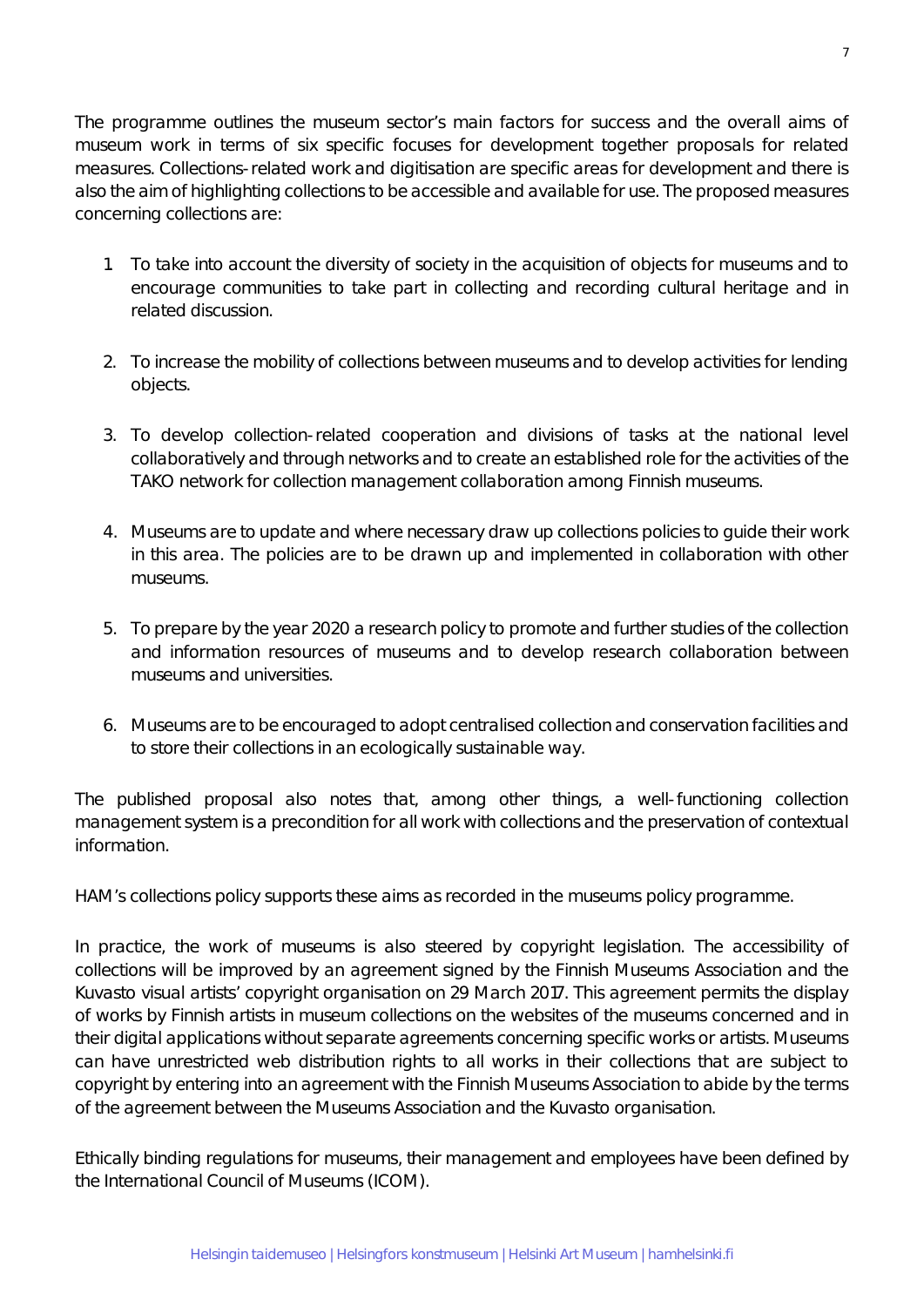The programme outlines the museum sector's main factors for success and the overall aims of museum work in terms of six specific focuses for development together proposals for related measures. Collections-related work and digitisation are specific areas for development and there is also the aim of highlighting collections to be accessible and available for use. The proposed measures concerning collections are:

1. To take into account the diversity of society in the acquisition of objects for museums and to encourage communities to take part in collecting and recording cultural heritage and in related discussion.

2. To increase the mobility of collections between museums and to develop activities for lending objects.

3. To develop collection-related cooperation and divisions of tasks at the national level collaboratively and through networks and to create an established role for the activities of the TAKO network for collection management collaboration among Finnish museums.

4. Museums are to update and where necessary draw up collections policies to guide their work in this area. The policies are to be drawn up and implemented in collaboration with other museums.

5. To prepare by the year 2020 a research policy to promote and further studies of the collection and information resources of museums and to develop research collaboration between museums and universities.

6. Museums are to be encouraged to adopt centralised collection and conservation facilities and to store their collections in an ecologically sustainable way.

The published proposal also notes that, among other things, a well-functioning collection management system is a precondition for all work with collections and the preservation of contextual information.

HAM's collections policy supports these aims as recorded in the museums policy programme.

In practice, the work of museums is also steered by copyright legislation. The accessibility of collections will be improved by an agreement signed by the Finnish Museums Association and the Kuvasto visual artists' copyright organisation on 29 March 2017. This agreement permits the display of works by Finnish artists in museum collections on the websites of the museums concerned and in their digital applications without separate agreements concerning specific works or artists. Museums can have unrestricted web distribution rights to all works in their collections that are subject to copyright by entering into an agreement with the Finnish Museums Association to abide by the terms of the agreement between the Museums Association and the Kuvasto organisation.

Ethically binding regulations for museums, their management and employees have been defined by the International Council of Museums (ICOM).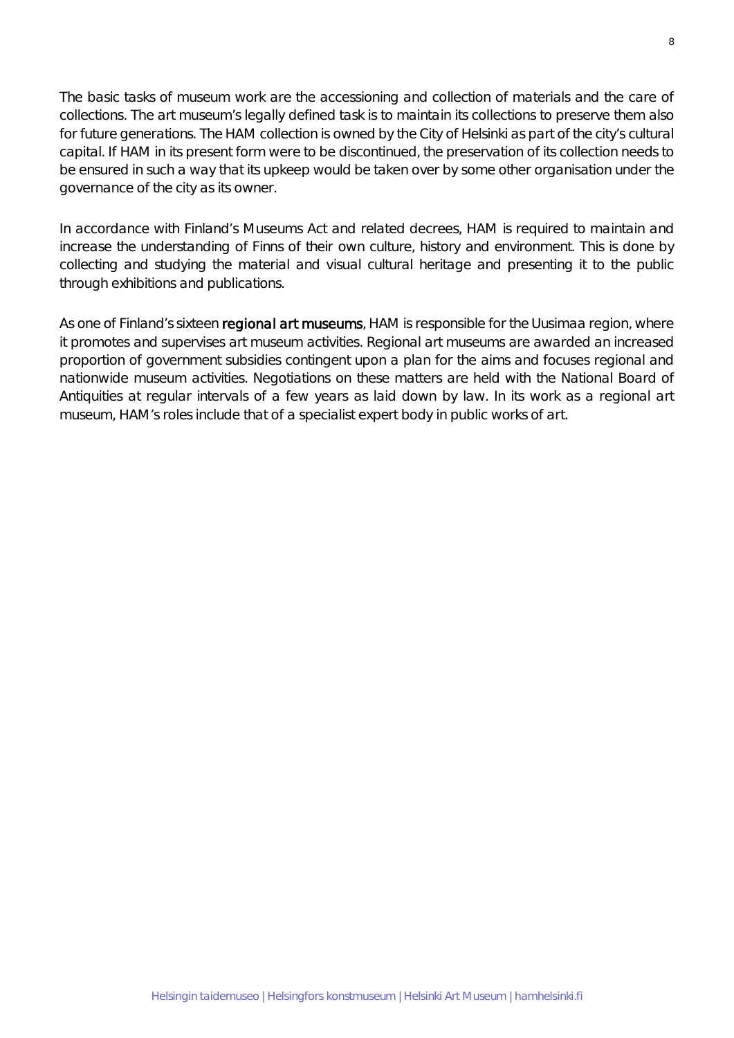The basic tasks of museum work are the accessioning and collection of materials and the care of collections. The art museum's legally defined task is to maintain its collections to preserve them also for future generations. The HAM collection is owned by the City of Helsinki as part of the city's cultural capital. If HAM in its present form were to be discontinued, the preservation of its collection needs to be ensured in such a way that its upkeep would be taken over by some other organisation under the governance of the city as its owner.

In accordance with Finland's Museums Act and related decrees, HAM is required to maintain and increase the understanding of Finns of their own culture, history and environment. This is done by collecting and studying the material and visual cultural heritage and presenting it to the public through exhibitions and publications.

As one of Finland's sixteen **regional art museums**, HAM is responsible for the Uusimaa region, where it promotes and supervises art museum activities. Regional art museums are awarded an increased proportion of government subsidies contingent upon a plan for the aims and focuses regional and nationwide museum activities. Negotiations on these matters are held with the National Board of Antiquities at regular intervals of a few years as laid down by law. In its work as a regional art museum, HAM's roles include that of a specialist expert body in public works of art.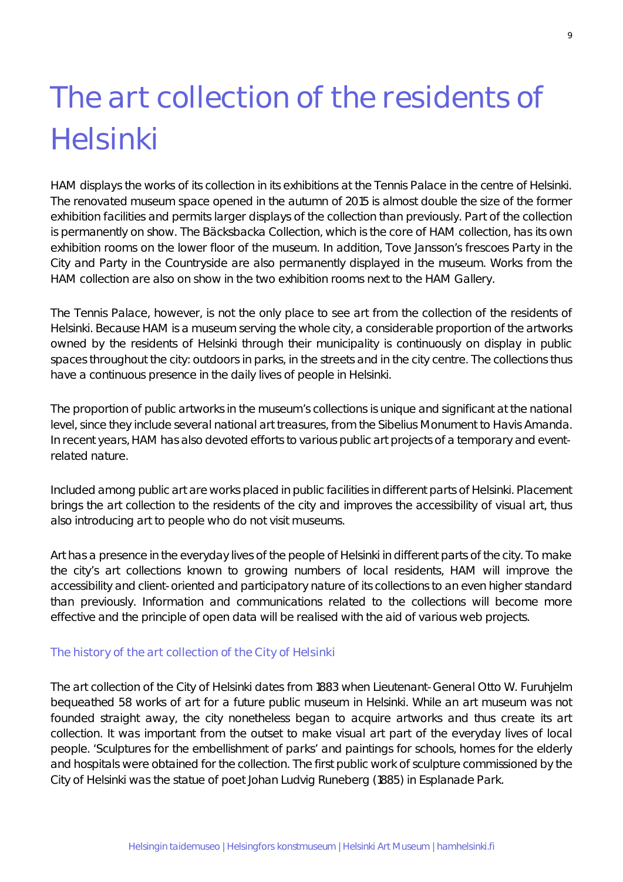# The art collection of the residents of Helsinki

HAM displays the works of its collection in its exhibitions at the Tennis Palace in the centre of Helsinki. The renovated museum space opened in the autumn of 2015 is almost double the size of the former exhibition facilities and permits larger displays of the collection than previously. Part of the collection is permanently on show. The Bäcksbacka Collection, which is the core of HAM collection, has its own exhibition rooms on the lower floor of the museum. In addition, Tove Jansson's frescoes Party in the City and Party in the Countryside are also permanently displayed in the museum. Works from the HAM collection are also on show in the two exhibition rooms next to the HAM Gallery.

The Tennis Palace, however, is not the only place to see art from the collection of the residents of Helsinki. Because HAM is a museum serving the whole city, a considerable proportion of the artworks owned by the residents of Helsinki through their municipality is continuously on display in public spaces throughout the city: outdoors in parks, in the streets and in the city centre. The collections thus have a continuous presence in the daily lives of people in Helsinki.

The proportion of public artworks in the museum's collections is unique and significant at the national level, since they include several national art treasures, from the Sibelius Monument to Havis Amanda. In recent years, HAM has also devoted efforts to various public art projects of a temporary and event-related nature.

Included among public art are works placed in public facilities in different parts of Helsinki. Placement brings the art collection to the residents of the city and improves the accessibility of visual art, thus also introducing art to people who do not visit museums.

Art has a presence in the everyday lives of the people of Helsinki in different parts of the city. To make the city's art collections known to growing numbers of local residents, HAM will improve the accessibility and client-oriented and participatory nature of its collections to an even higher standard than previously. Information and communications related to the collections will become more effective and the principle of open data will be realised with the aid of various web projects.

## The history of the art collection of the City of Helsinki

The art collection of the City of Helsinki dates from 1883 when Lieutenant-General Otto W. Furuhjelm bequeathed 58 works of art for a future public museum in Helsinki. While an art museum was not founded straight away, the city nonetheless began to acquire artworks and thus create its art collection. It was important from the outset to make visual art part of the everyday lives of local people. 'Sculptures for the embellishment of parks' and paintings for schools, homes for the elderly and hospitals were obtained for the collection. The first public work of sculpture commissioned by the City of Helsinki was the statue of poet Johan Ludvig Runeberg (1885) in Esplanade Park.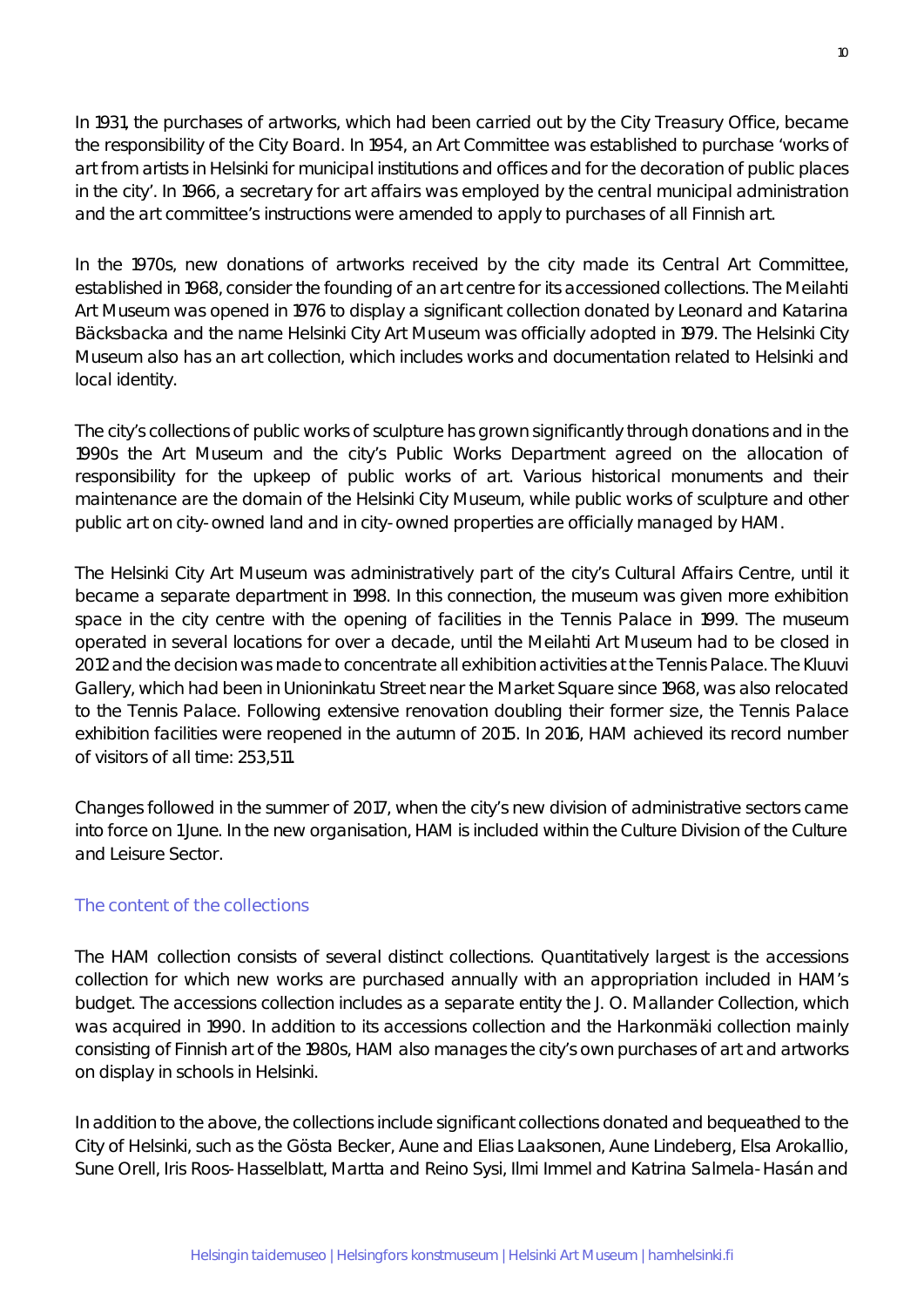In 1931, the purchases of artworks, which had been carried out by the City Treasury Office, became the responsibility of the City Board. In 1954, an Art Committee was established to purchase 'works of art from artists in Helsinki for municipal institutions and offices and for the decoration of public places in the city'. In 1966, a secretary for art affairs was employed by the central municipal administration and the art committee's instructions were amended to apply to purchases of all Finnish art.

In the 1970s, new donations of artworks received by the city made its Central Art Committee, established in 1968, consider the founding of an art centre for its accessioned collections. The Meilahti Art Museum was opened in 1976 to display a significant collection donated by Leonard and Katarina Bäcksbacka and the name Helsinki City Art Museum was officially adopted in 1979. The Helsinki City Museum also has an art collection, which includes works and documentation related to Helsinki and local identity.

The city's collections of public works of sculpture has grown significantly through donations and in the 1990s the Art Museum and the city's Public Works Department agreed on the allocation of responsibility for the upkeep of public works of art. Various historical monuments and their maintenance are the domain of the Helsinki City Museum, while public works of sculpture and other public art on city-owned land and in city-owned properties are officially managed by HAM.

The Helsinki City Art Museum was administratively part of the city's Cultural Affairs Centre, until it became a separate department in 1998. In this connection, the museum was given more exhibition space in the city centre with the opening of facilities in the Tennis Palace in 1999. The museum operated in several locations for over a decade, until the Meilahti Art Museum had to be closed in 2012 and the decision was made to concentrate all exhibition activities at the Tennis Palace. The Kluuvi Gallery, which had been in Unioninkatu Street near the Market Square since 1968, was also relocated to the Tennis Palace. Following extensive renovation doubling their former size, the Tennis Palace exhibition facilities were reopened in the autumn of 2015. In 2016, HAM achieved its record number of visitors of all time: 253,511.

Changes followed in the summer of 2017, when the city's new division of administrative sectors came into force on 1 June. In the new organisation, HAM is included within the Culture Division of the Culture and Leisure Sector.

## The content of the collections

The HAM collection consists of several distinct collections. Quantitatively largest is the accessions collection for which new works are purchased annually with an appropriation included in HAM's budget. The accessions collection includes as a separate entity the J. O. Mallander Collection, which was acquired in 1990. In addition to its accessions collection and the Harkonmäki collection mainly consisting of Finnish art of the 1980s, HAM also manages the city's own purchases of art and artworks on display in schools in Helsinki.

In addition to the above, the collections include significant collections donated and bequeathed to the City of Helsinki, such as the Gösta Becker, Aune and Elias Laaksonen, Aune Lindeberg, Elsa Arokallio, Sune Orell, Iris Roos-Hasselblatt, Martta and Reino Sysi, Ilmi Immel and Katrina Salmela-Hasán and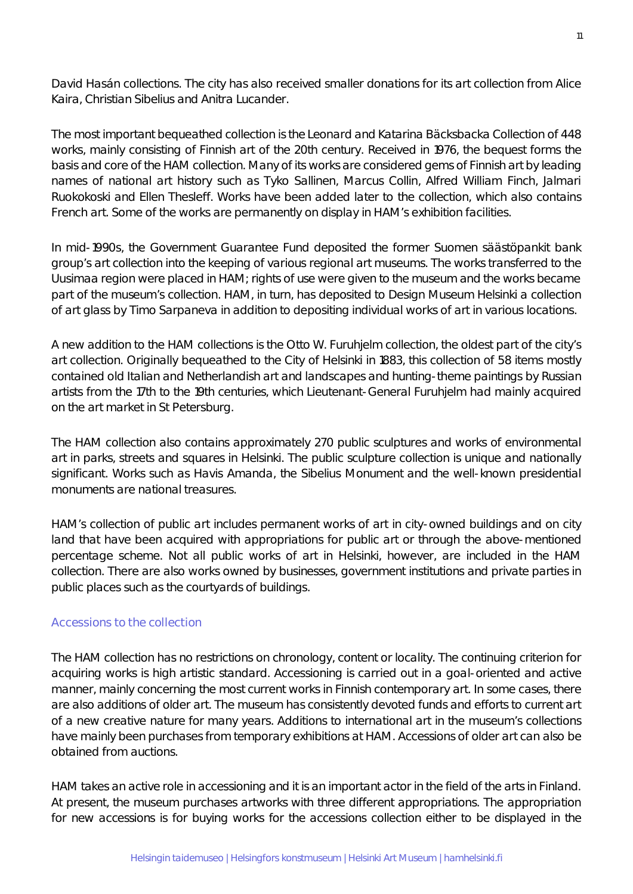David Hasán collections. The city has also received smaller donations for its art collection from Alice Kaira, Christian Sibelius and Anitra Lucander.

The most important bequeathed collection is the Leonard and Katarina Bäcksbacka Collection of 448 works, mainly consisting of Finnish art of the 20th century. Received in 1976, the bequest forms the basis and core of the HAM collection. Many of its works are considered gems of Finnish art by leading names of national art history such as Tyko Sallinen, Marcus Collin, Alfred William Finch, Jalmari Ruokokoski and Ellen Thesleff. Works have been added later to the collection, which also contains French art. Some of the works are permanently on display in HAM's exhibition facilities.

In mid-1990s, the Government Guarantee Fund deposited the former Suomen säästöpankit bank group's art collection into the keeping of various regional art museums. The works transferred to the Uusimaa region were placed in HAM; rights of use were given to the museum and the works became part of the museum's collection. HAM, in turn, has deposited to Design Museum Helsinki a collection of art glass by Timo Sarpaneva in addition to depositing individual works of art in various locations.

A new addition to the HAM collections is the Otto W. Furuhjelm collection, the oldest part of the city's art collection. Originally bequeathed to the City of Helsinki in 1883, this collection of 58 items mostly contained old Italian and Netherlandish art and landscapes and hunting-theme paintings by Russian artists from the 17th to the 19th centuries, which Lieutenant-General Furuhjelm had mainly acquired on the art market in St Petersburg.

The HAM collection also contains approximately 270 public sculptures and works of environmental art in parks, streets and squares in Helsinki. The public sculpture collection is unique and nationally significant. Works such as Havis Amanda, the Sibelius Monument and the well-known presidential monuments are national treasures.

HAM's collection of public art includes permanent works of art in city-owned buildings and on city land that have been acquired with appropriations for public art or through the above-mentioned percentage scheme. Not all public works of art in Helsinki, however, are included in the HAM collection. There are also works owned by businesses, government institutions and private parties in public places such as the courtyards of buildings.

### Accessions to the collection

The HAM collection has no restrictions on chronology, content or locality. The continuing criterion for acquiring works is high artistic standard. Accessioning is carried out in a goal-oriented and active manner, mainly concerning the most current works in Finnish contemporary art. In some cases, there are also additions of older art. The museum has consistently devoted funds and efforts to current art of a new creative nature for many years. Additions to international art in the museum's collections have mainly been purchases from temporary exhibitions at HAM. Accessions of older art can also be obtained from auctions.

HAM takes an active role in accessioning and it is an important actor in the field of the arts in Finland. At present, the museum purchases artworks with three different appropriations. The appropriation for new accessions is for buying works for the accessions collection either to be displayed in the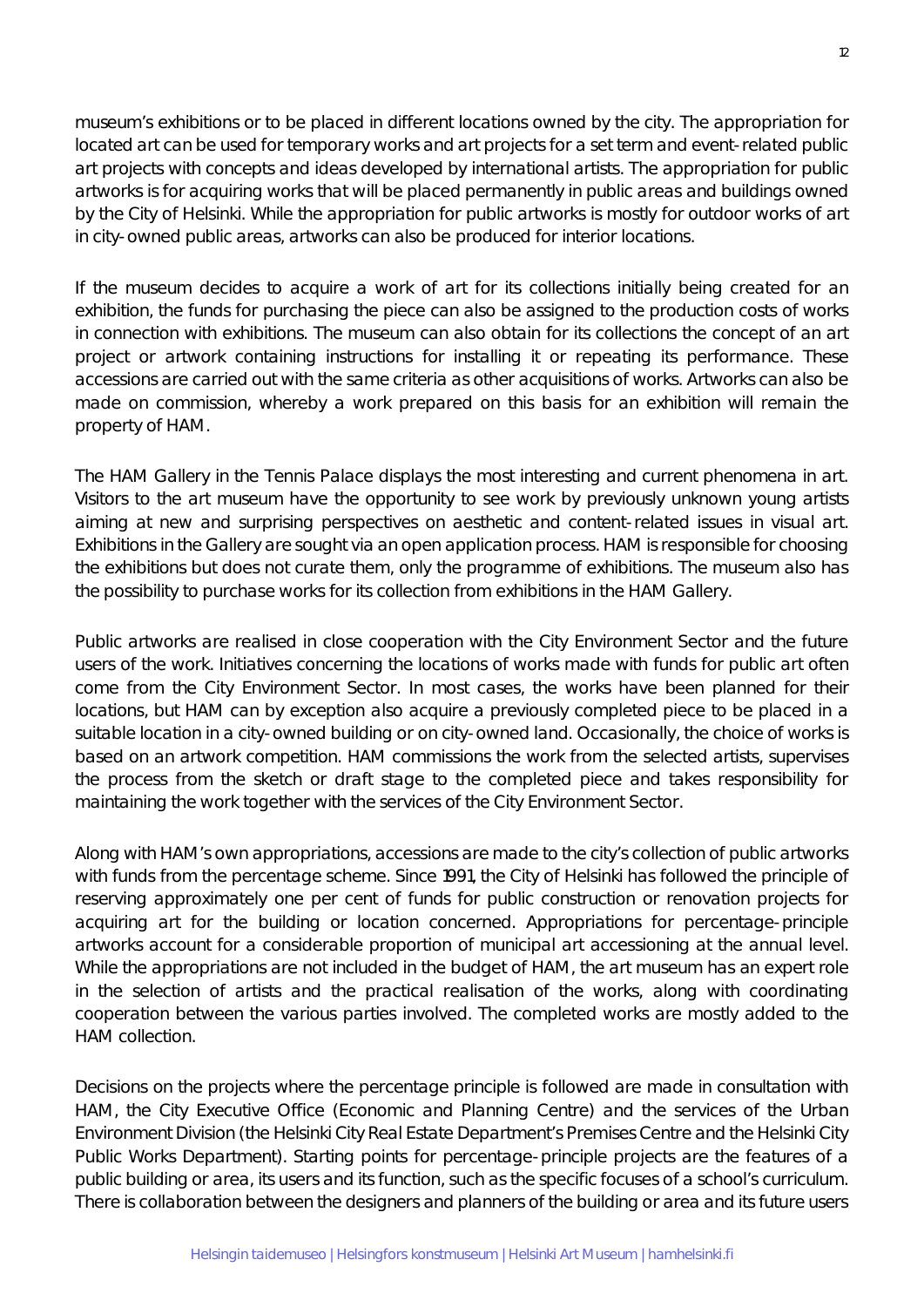museum's exhibitions or to be placed in different locations owned by the city. The appropriation for located art can be used for temporary works and art projects for a set term and event-related public art projects with concepts and ideas developed by international artists. The appropriation for public artworks is for acquiring works that will be placed permanently in public areas and buildings owned by the City of Helsinki. While the appropriation for public artworks is mostly for outdoor works of art in city-owned public areas, artworks can also be produced for interior locations.

If the museum decides to acquire a work of art for its collections initially being created for an exhibition, the funds for purchasing the piece can also be assigned to the production costs of works in connection with exhibitions. The museum can also obtain for its collections the concept of an art project or artwork containing instructions for installing it or repeating its performance. These accessions are carried out with the same criteria as other acquisitions of works. Artworks can also be made on commission, whereby a work prepared on this basis for an exhibition will remain the property of HAM.

The HAM Gallery in the Tennis Palace displays the most interesting and current phenomena in art. Visitors to the art museum have the opportunity to see work by previously unknown young artists aiming at new and surprising perspectives on aesthetic and content-related issues in visual art. Exhibitions in the Gallery are sought via an open application process. HAM is responsible for choosing the exhibitions but does not curate them, only the programme of exhibitions. The museum also has the possibility to purchase works for its collection from exhibitions in the HAM Gallery.

Public artworks are realised in close cooperation with the City Environment Sector and the future users of the work. Initiatives concerning the locations of works made with funds for public art often come from the City Environment Sector. In most cases, the works have been planned for their locations, but HAM can by exception also acquire a previously completed piece to be placed in a suitable location in a city-owned building or on city-owned land. Occasionally, the choice of works is based on an artwork competition. HAM commissions the work from the selected artists, supervises the process from the sketch or draft stage to the completed piece and takes responsibility for maintaining the work together with the services of the City Environment Sector.

Along with HAM's own appropriations, accessions are made to the city's collection of public artworks with funds from the percentage scheme. Since 1991, the City of Helsinki has followed the principle of reserving approximately one per cent of funds for public construction or renovation projects for acquiring art for the building or location concerned. Appropriations for percentage-principle artworks account for a considerable proportion of municipal art accessioning at the annual level. While the appropriations are not included in the budget of HAM, the art museum has an expert role in the selection of artists and the practical realisation of the works, along with coordinating cooperation between the various parties involved. The completed works are mostly added to the HAM collection.

Decisions on the projects where the percentage principle is followed are made in consultation with HAM, the City Executive Office (Economic and Planning Centre) and the services of the Urban Environment Division (the Helsinki City Real Estate Department's Premises Centre and the Helsinki City Public Works Department). Starting points for percentage-principle projects are the features of a public building or area, its users and its function, such as the specific focuses of a school's curriculum. There is collaboration between the designers and planners of the building or area and its future users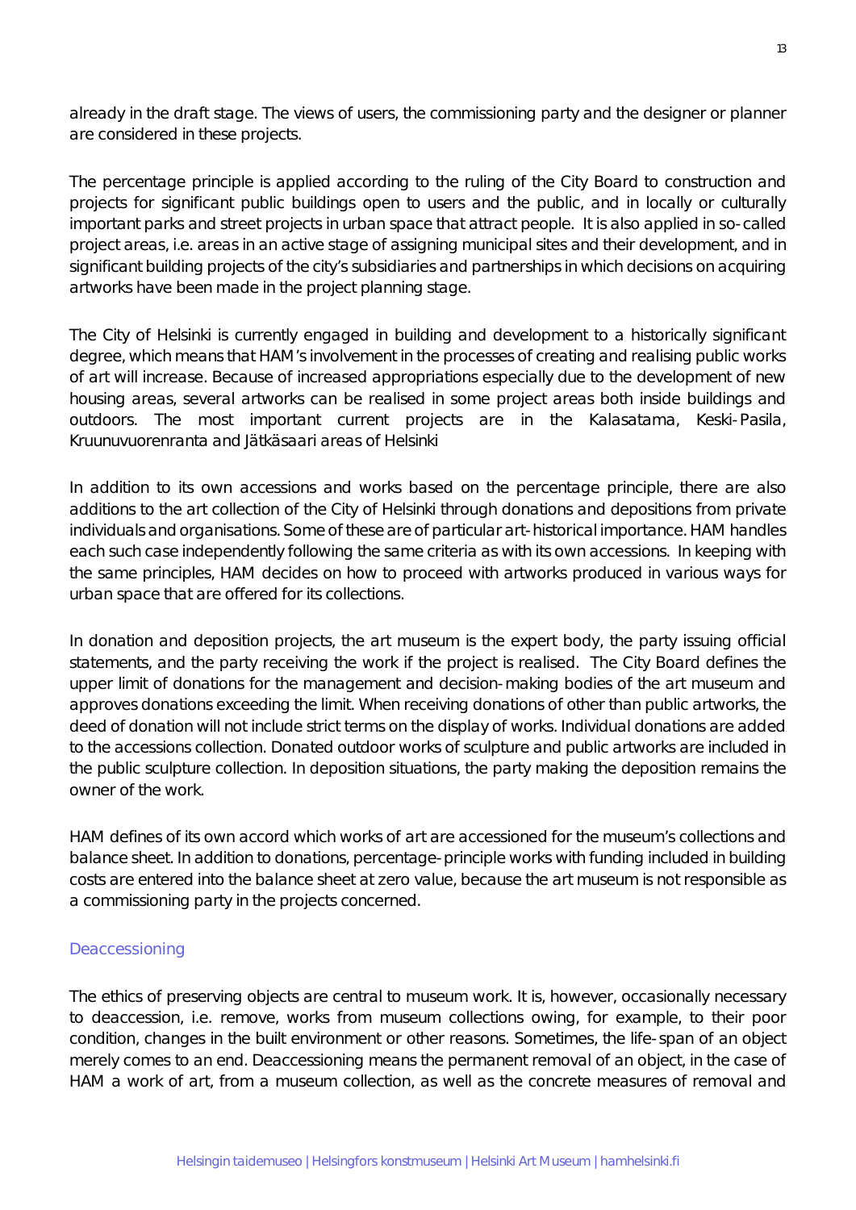already in the draft stage. The views of users, the commissioning party and the designer or planner are considered in these projects.

The percentage principle is applied according to the ruling of the City Board to construction and projects for significant public buildings open to users and the public, and in locally or culturally important parks and street projects in urban space that attract people. It is also applied in so-called project areas, i.e. areas in an active stage of assigning municipal sites and their development, and in significant building projects of the city's subsidiaries and partnerships in which decisions on acquiring artworks have been made in the project planning stage.

The City of Helsinki is currently engaged in building and development to a historically significant degree, which means that HAM's involvement in the processes of creating and realising public works of art will increase. Because of increased appropriations especially due to the development of new housing areas, several artworks can be realised in some project areas both inside buildings and outdoors. The most important current projects are in the Kalasatama, Keski-Pasila, Kruunuvuorenranta and Jätkäsaari areas of Helsinki

In addition to its own accessions and works based on the percentage principle, there are also additions to the art collection of the City of Helsinki through donations and depositions from private individuals and organisations. Some of these are of particular art-historical importance. HAM handles each such case independently following the same criteria as with its own accessions. In keeping with the same principles, HAM decides on how to proceed with artworks produced in various ways for urban space that are offered for its collections.

In donation and deposition projects, the art museum is the expert body, the party issuing official statements, and the party receiving the work if the project is realised. The City Board defines the upper limit of donations for the management and decision-making bodies of the art museum and approves donations exceeding the limit. When receiving donations of other than public artworks, the deed of donation will not include strict terms on the display of works. Individual donations are added to the accessions collection. Donated outdoor works of sculpture and public artworks are included in the public sculpture collection. In deposition situations, the party making the deposition remains the owner of the work.

HAM defines of its own accord which works of art are accessioned for the museum's collections and balance sheet. In addition to donations, percentage-principle works with funding included in building costs are entered into the balance sheet at zero value, because the art museum is not responsible as a commissioning party in the projects concerned.

## Deaccessioning

The ethics of preserving objects are central to museum work. It is, however, occasionally necessary to deaccession, i.e. remove, works from museum collections owing, for example, to their poor condition, changes in the built environment or other reasons. Sometimes, the life-span of an object merely comes to an end. Deaccessioning means the permanent removal of an object, in the case of HAM a work of art, from a museum collection, as well as the concrete measures of removal and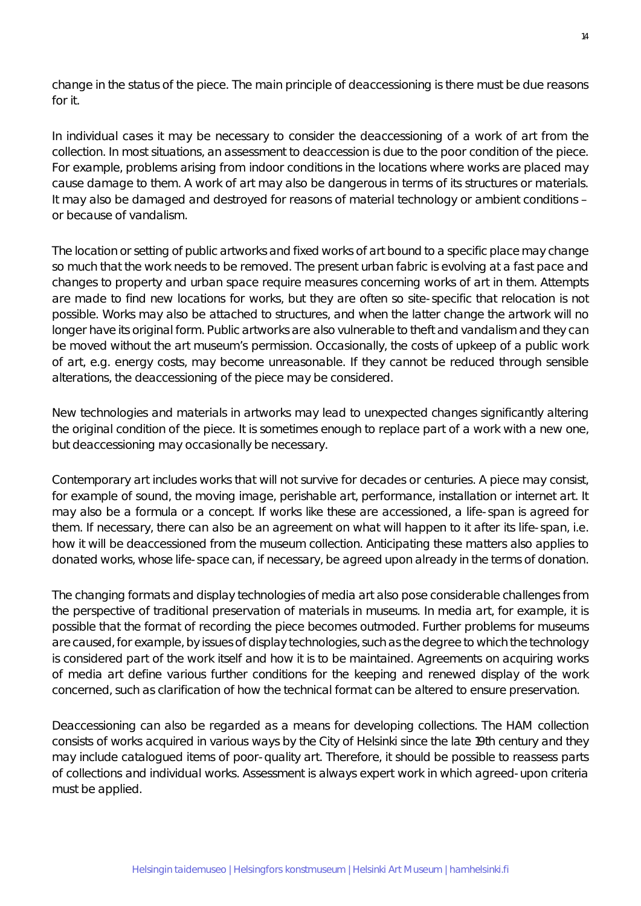change in the status of the piece. The main principle of deaccessioning is there must be due reasons for it.

In individual cases it may be necessary to consider the deaccessioning of a work of art from the collection. In most situations, an assessment to deaccession is due to the poor condition of the piece. For example, problems arising from indoor conditions in the locations where works are placed may cause damage to them. A work of art may also be dangerous in terms of its structures or materials. It may also be damaged and destroyed for reasons of material technology or ambient conditions – or because of vandalism.

The location or setting of public artworks and fixed works of art bound to a specific place may change so much that the work needs to be removed. The present urban fabric is evolving at a fast pace and changes to property and urban space require measures concerning works of art in them. Attempts are made to find new locations for works, but they are often so site-specific that relocation is not possible. Works may also be attached to structures, and when the latter change the artwork will no longer have its original form. Public artworks are also vulnerable to theft and vandalism and they can be moved without the art museum's permission. Occasionally, the costs of upkeep of a public work of art, e.g. energy costs, may become unreasonable. If they cannot be reduced through sensible alterations, the deaccessioning of the piece may be considered.

New technologies and materials in artworks may lead to unexpected changes significantly altering the original condition of the piece. It is sometimes enough to replace part of a work with a new one, but deaccessioning may occasionally be necessary.

Contemporary art includes works that will not survive for decades or centuries. A piece may consist, for example of sound, the moving image, perishable art, performance, installation or internet art. It may also be a formula or a concept. If works like these are accessioned, a life-span is agreed for them. If necessary, there can also be an agreement on what will happen to it after its life-span, i.e. how it will be deaccessioned from the museum collection. Anticipating these matters also applies to donated works, whose life-space can, if necessary, be agreed upon already in the terms of donation.

The changing formats and display technologies of media art also pose considerable challenges from the perspective of traditional preservation of materials in museums. In media art, for example, it is possible that the format of recording the piece becomes outmoded. Further problems for museums are caused, for example, by issues of display technologies, such as the degree to which the technology is considered part of the work itself and how it is to be maintained. Agreements on acquiring works of media art define various further conditions for the keeping and renewed display of the work concerned, such as clarification of how the technical format can be altered to ensure preservation.

Deaccessioning can also be regarded as a means for developing collections. The HAM collection consists of works acquired in various ways by the City of Helsinki since the late 19th century and they may include catalogued items of poor-quality art. Therefore, it should be possible to reassess parts of collections and individual works. Assessment is always expert work in which agreed-upon criteria must be applied.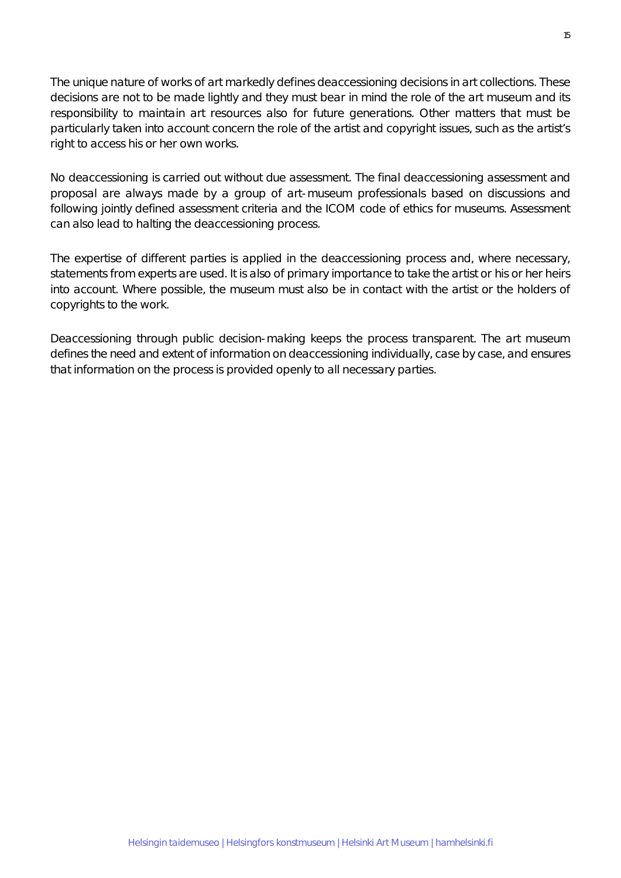The unique nature of works of art markedly defines deaccessioning decisions in art collections. These decisions are not to be made lightly and they must bear in mind the role of the art museum and its responsibility to maintain art resources also for future generations. Other matters that must be particularly taken into account concern the role of the artist and copyright issues, such as the artist's right to access his or her own works.

No deaccessioning is carried out without due assessment. The final deaccessioning assessment and proposal are always made by a group of art-museum professionals based on discussions and following jointly defined assessment criteria and the ICOM code of ethics for museums. Assessment can also lead to halting the deaccessioning process.

The expertise of different parties is applied in the deaccessioning process and, where necessary, statements from experts are used. It is also of primary importance to take the artist or his or her heirs into account. Where possible, the museum must also be in contact with the artist or the holders of copyrights to the work.

Deaccessioning through public decision-making keeps the process transparent. The art museum defines the need and extent of information on deaccessioning individually, case by case, and ensures that information on the process is provided openly to all necessary parties.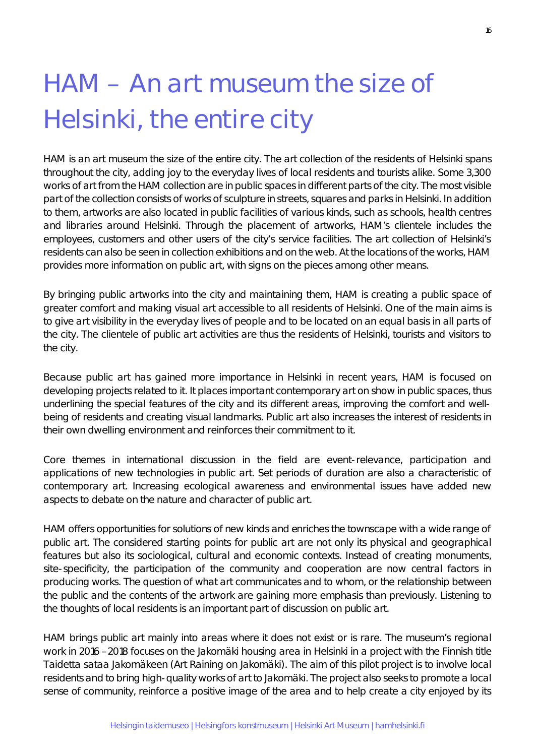# HAM – An art museum the size of Helsinki, the entire city

HAM is an art museum the size of the entire city. The art collection of the residents of Helsinki spans throughout the city, adding joy to the everyday lives of local residents and tourists alike. Some 3,300 works of art from the HAM collection are in public spaces in different parts of the city. The most visible part of the collection consists of works of sculpture in streets, squares and parks in Helsinki. In addition to them, artworks are also located in public facilities of various kinds, such as schools, health centres and libraries around Helsinki. Through the placement of artworks, HAM's clientele includes the employees, customers and other users of the city's service facilities. The art collection of Helsinki's residents can also be seen in collection exhibitions and on the web. At the locations of the works, HAM provides more information on public art, with signs on the pieces among other means.

By bringing public artworks into the city and maintaining them, HAM is creating a public space of greater comfort and making visual art accessible to all residents of Helsinki. One of the main aims is to give art visibility in the everyday lives of people and to be located on an equal basis in all parts of the city. The clientele of public art activities are thus the residents of Helsinki, tourists and visitors to the city.

Because public art has gained more importance in Helsinki in recent years, HAM is focused on developing projects related to it. It places important contemporary art on show in public spaces, thus underlining the special features of the city and its different areas, improving the comfort and well-being of residents and creating visual landmarks. Public art also increases the interest of residents in their own dwelling environment and reinforces their commitment to it.

Core themes in international discussion in the field are event-relevance, participation and applications of new technologies in public art. Set periods of duration are also a characteristic of contemporary art. Increasing ecological awareness and environmental issues have added new aspects to debate on the nature and character of public art.

HAM offers opportunities for solutions of new kinds and enriches the townscape with a wide range of public art. The considered starting points for public art are not only its physical and geographical features but also its sociological, cultural and economic contexts. Instead of creating monuments, site-specificity, the participation of the community and cooperation are now central factors in producing works. The question of what art communicates and to whom, or the relationship between the public and the contents of the artwork are gaining more emphasis than previously. Listening to the thoughts of local residents is an important part of discussion on public art.

HAM brings public art mainly into areas where it does not exist or is rare. The museum's regional work in 2016 – 2018 focuses on the Jakomäki housing area in Helsinki in a project with the Finnish title Taidetta sataa Jakomäkeen (Art Raining on Jakomäki). The aim of this pilot project is to involve local residents and to bring high-quality works of art to Jakomäki. The project also seeks to promote a local sense of community, reinforce a positive image of the area and to help create a city enjoyed by its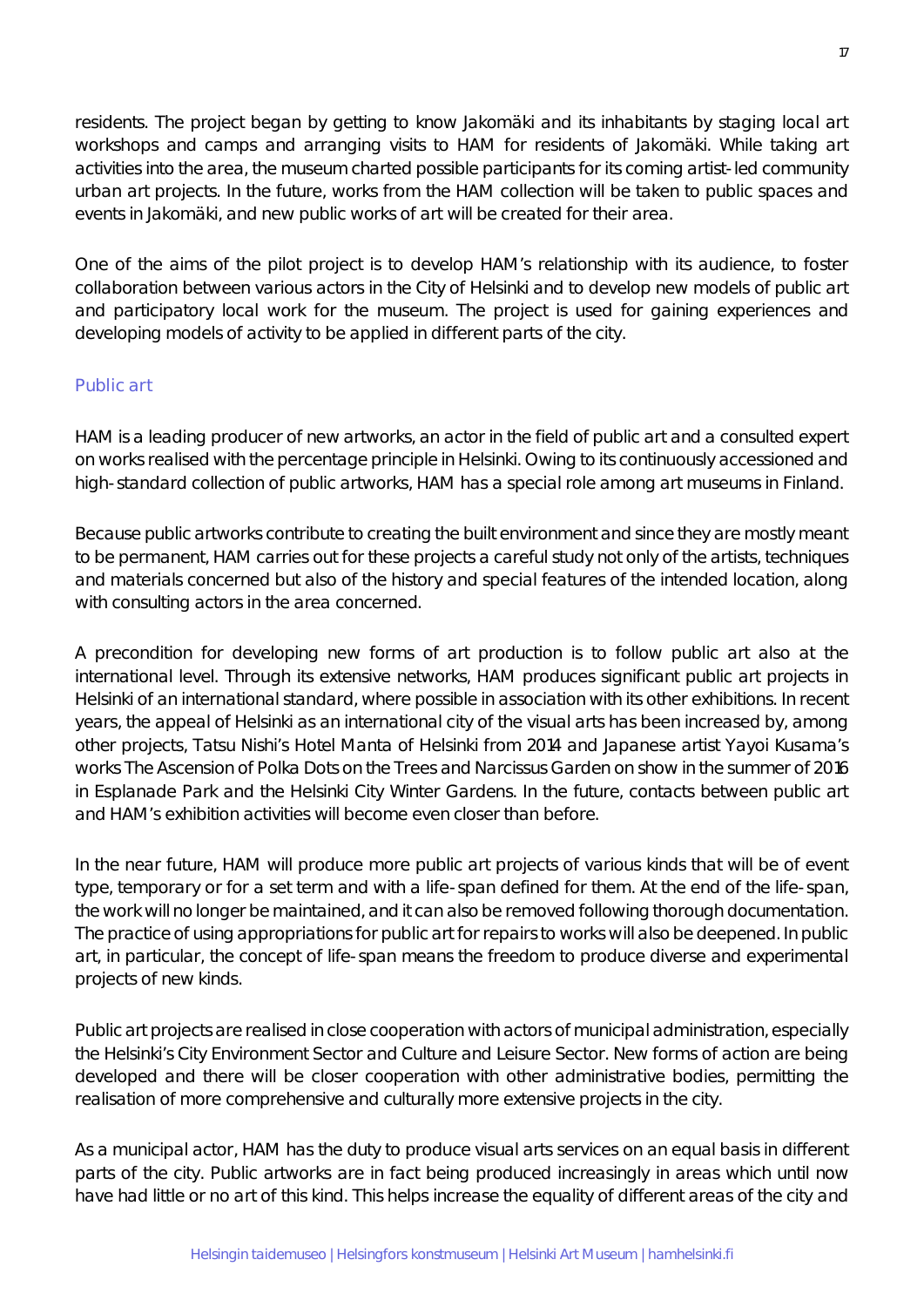residents. The project began by getting to know Jakomäki and its inhabitants by staging local art workshops and camps and arranging visits to HAM for residents of Jakomäki. While taking art activities into the area, the museum charted possible participants for its coming artist-led community urban art projects. In the future, works from the HAM collection will be taken to public spaces and events in Jakomäki, and new public works of art will be created for their area.

One of the aims of the pilot project is to develop HAM's relationship with its audience, to foster collaboration between various actors in the City of Helsinki and to develop new models of public art and participatory local work for the museum. The project is used for gaining experiences and developing models of activity to be applied in different parts of the city.

### Public art

HAM is a leading producer of new artworks, an actor in the field of public art and a consulted expert on works realised with the percentage principle in Helsinki. Owing to its continuously accessioned and high-standard collection of public artworks, HAM has a special role among art museums in Finland.

Because public artworks contribute to creating the built environment and since they are mostly meant to be permanent, HAM carries out for these projects a careful study not only of the artists, techniques and materials concerned but also of the history and special features of the intended location, along with consulting actors in the area concerned.

A precondition for developing new forms of art production is to follow public art also at the international level. Through its extensive networks, HAM produces significant public art projects in Helsinki of an international standard, where possible in association with its other exhibitions. In recent years, the appeal of Helsinki as an international city of the visual arts has been increased by, among other projects, Tatsu Nishi's Hotel Manta of Helsinki from 2014 and Japanese artist Yayoi Kusama's works The Ascension of Polka Dots on the Trees and Narcissus Garden on show in the summer of 2016 in Esplanade Park and the Helsinki City Winter Gardens. In the future, contacts between public art and HAM's exhibition activities will become even closer than before.

In the near future, HAM will produce more public art projects of various kinds that will be of event type, temporary or for a set term and with a life-span defined for them. At the end of the life-span, the work will no longer be maintained, and it can also be removed following thorough documentation. The practice of using appropriations for public art for repairs to works will also be deepened. In public art, in particular, the concept of life-span means the freedom to produce diverse and experimental projects of new kinds.

Public art projects are realised in close cooperation with actors of municipal administration, especially the Helsinki's City Environment Sector and Culture and Leisure Sector. New forms of action are being developed and there will be closer cooperation with other administrative bodies, permitting the realisation of more comprehensive and culturally more extensive projects in the city.

As a municipal actor, HAM has the duty to produce visual arts services on an equal basis in different parts of the city. Public artworks are in fact being produced increasingly in areas which until now have had little or no art of this kind. This helps increase the equality of different areas of the city and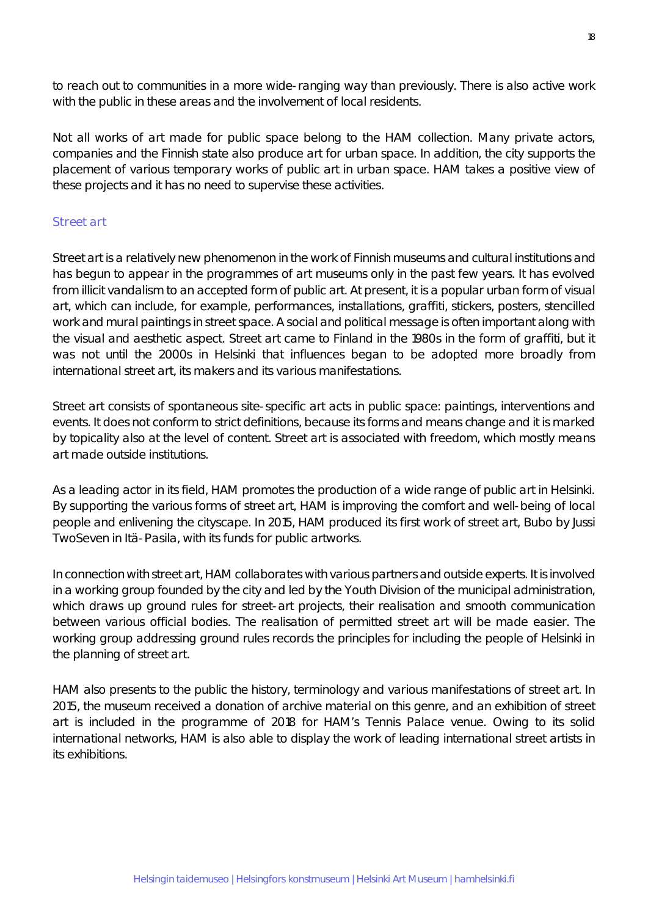to reach out to communities in a more wide-ranging way than previously. There is also active work with the public in these areas and the involvement of local residents.

Not all works of art made for public space belong to the HAM collection. Many private actors, companies and the Finnish state also produce art for urban space. In addition, the city supports the placement of various temporary works of public art in urban space. HAM takes a positive view of these projects and it has no need to supervise these activities.

## Street art

Street art is a relatively new phenomenon in the work of Finnish museums and cultural institutions and has begun to appear in the programmes of art museums only in the past few years. It has evolved from illicit vandalism to an accepted form of public art. At present, it is a popular urban form of visual art, which can include, for example, performances, installations, graffiti, stickers, posters, stencilled work and mural paintings in street space. A social and political message is often important along with the visual and aesthetic aspect. Street art came to Finland in the 1980s in the form of graffiti, but it was not until the 2000s in Helsinki that influences began to be adopted more broadly from international street art, its makers and its various manifestations.

Street art consists of spontaneous site-specific art acts in public space: paintings, interventions and events. It does not conform to strict definitions, because its forms and means change and it is marked by topicality also at the level of content. Street art is associated with freedom, which mostly means art made outside institutions.

As a leading actor in its field, HAM promotes the production of a wide range of public art in Helsinki. By supporting the various forms of street art, HAM is improving the comfort and well-being of local people and enlivening the cityscape. In 2015, HAM produced its first work of street art, Bubo by Jussi TwoSeven in Itä-Pasila, with its funds for public artworks.

In connection with street art, HAM collaborates with various partners and outside experts. It is involved in a working group founded by the city and led by the Youth Division of the municipal administration, which draws up ground rules for street-art projects, their realisation and smooth communication between various official bodies. The realisation of permitted street art will be made easier. The working group addressing ground rules records the principles for including the people of Helsinki in the planning of street art.

HAM also presents to the public the history, terminology and various manifestations of street art. In 2015, the museum received a donation of archive material on this genre, and an exhibition of street art is included in the programme of 2018 for HAM's Tennis Palace venue. Owing to its solid international networks, HAM is also able to display the work of leading international street artists in its exhibitions.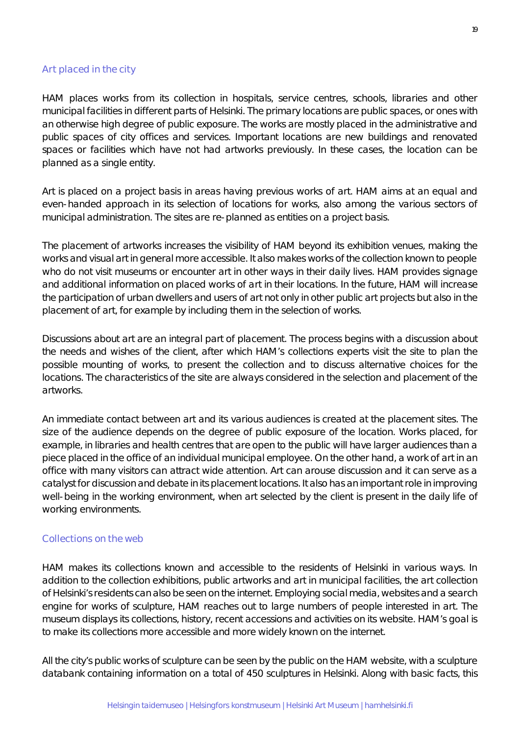## Art placed in the city

HAM places works from its collection in hospitals, service centres, schools, libraries and other municipal facilities in different parts of Helsinki. The primary locations are public spaces, or ones with an otherwise high degree of public exposure. The works are mostly placed in the administrative and public spaces of city offices and services. Important locations are new buildings and renovated spaces or facilities which have not had artworks previously. In these cases, the location can be planned as a single entity.

Art is placed on a project basis in areas having previous works of art. HAM aims at an equal and even-handed approach in its selection of locations for works, also among the various sectors of municipal administration. The sites are re-planned as entities on a project basis.

The placement of artworks increases the visibility of HAM beyond its exhibition venues, making the works and visual art in general more accessible. It also makes works of the collection known to people who do not visit museums or encounter art in other ways in their daily lives. HAM provides signage and additional information on placed works of art in their locations. In the future, HAM will increase the participation of urban dwellers and users of art not only in other public art projects but also in the placement of art, for example by including them in the selection of works.

Discussions about art are an integral part of placement. The process begins with a discussion about the needs and wishes of the client, after which HAM's collections experts visit the site to plan the possible mounting of works, to present the collection and to discuss alternative choices for the locations. The characteristics of the site are always considered in the selection and placement of the artworks.

An immediate contact between art and its various audiences is created at the placement sites. The size of the audience depends on the degree of public exposure of the location. Works placed, for example, in libraries and health centres that are open to the public will have larger audiences than a piece placed in the office of an individual municipal employee. On the other hand, a work of art in an office with many visitors can attract wide attention. Art can arouse discussion and it can serve as a catalyst for discussion and debate in its placement locations. It also has an important role in improving well-being in the working environment, when art selected by the client is present in the daily life of working environments.

## Collections on the web

HAM makes its collections known and accessible to the residents of Helsinki in various ways. In addition to the collection exhibitions, public artworks and art in municipal facilities, the art collection of Helsinki's residents can also be seen on the internet. Employing social media, websites and a search engine for works of sculpture, HAM reaches out to large numbers of people interested in art. The museum displays its collections, history, recent accessions and activities on its website. HAM's goal is to make its collections more accessible and more widely known on the internet.

All the city's public works of sculpture can be seen by the public on the HAM website, with a sculpture databank containing information on a total of 450 sculptures in Helsinki. Along with basic facts, this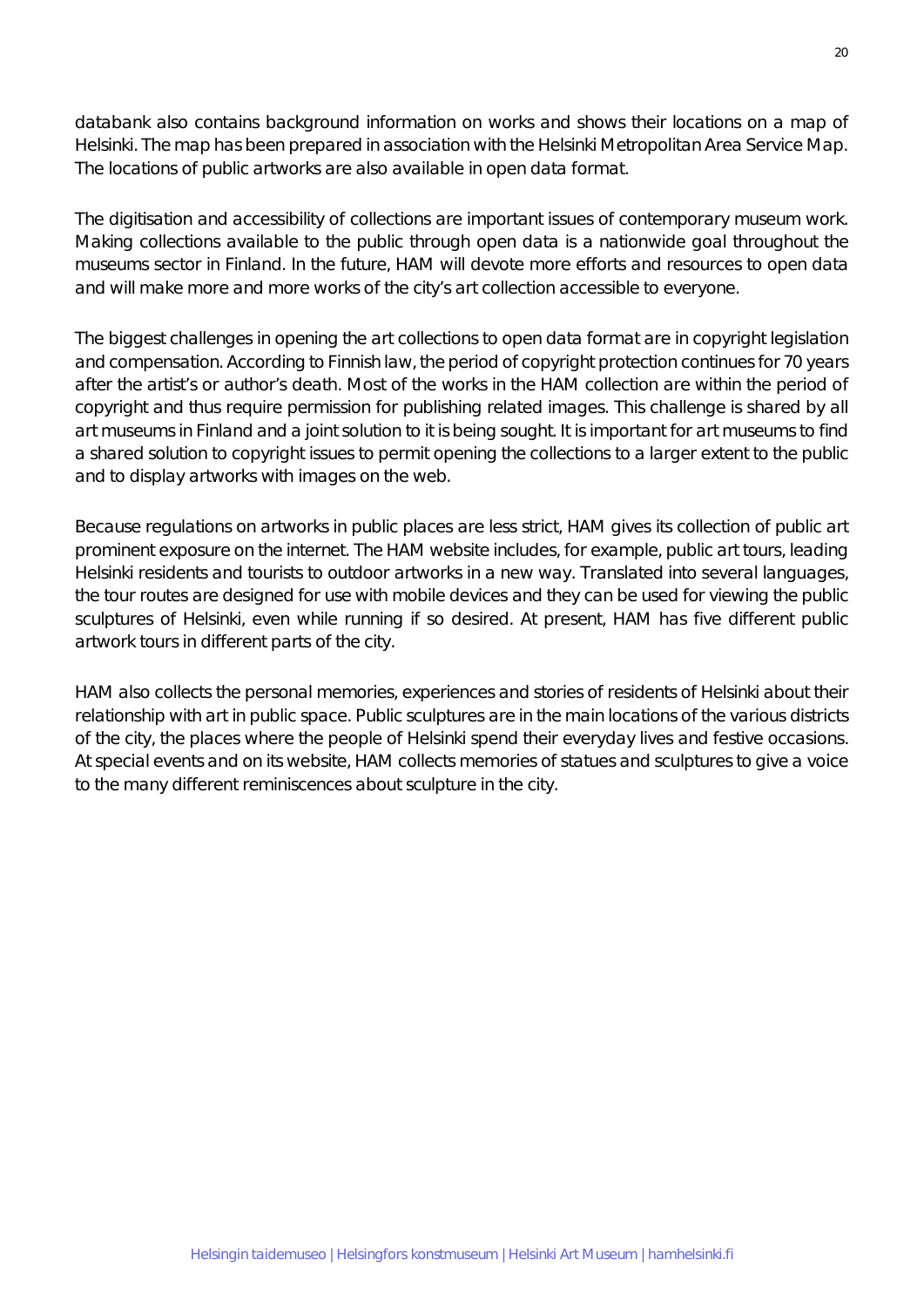databank also contains background information on works and shows their locations on a map of Helsinki. The map has been prepared in association with the Helsinki Metropolitan Area Service Map. The locations of public artworks are also available in open data format.

The digitisation and accessibility of collections are important issues of contemporary museum work. Making collections available to the public through open data is a nationwide goal throughout the museums sector in Finland. In the future, HAM will devote more efforts and resources to open data and will make more and more works of the city's art collection accessible to everyone.

The biggest challenges in opening the art collections to open data format are in copyright legislation and compensation. According to Finnish law, the period of copyright protection continues for 70 years after the artist's or author's death. Most of the works in the HAM collection are within the period of copyright and thus require permission for publishing related images. This challenge is shared by all art museums in Finland and a joint solution to it is being sought. It is important for art museums to find a shared solution to copyright issues to permit opening the collections to a larger extent to the public and to display artworks with images on the web.

Because regulations on artworks in public places are less strict, HAM gives its collection of public art prominent exposure on the internet. The HAM website includes, for example, public art tours, leading Helsinki residents and tourists to outdoor artworks in a new way. Translated into several languages, the tour routes are designed for use with mobile devices and they can be used for viewing the public sculptures of Helsinki, even while running if so desired. At present, HAM has five different public artwork tours in different parts of the city.

HAM also collects the personal memories, experiences and stories of residents of Helsinki about their relationship with art in public space. Public sculptures are in the main locations of the various districts of the city, the places where the people of Helsinki spend their everyday lives and festive occasions. At special events and on its website, HAM collects memories of statues and sculptures to give a voice to the many different reminiscences about sculpture in the city.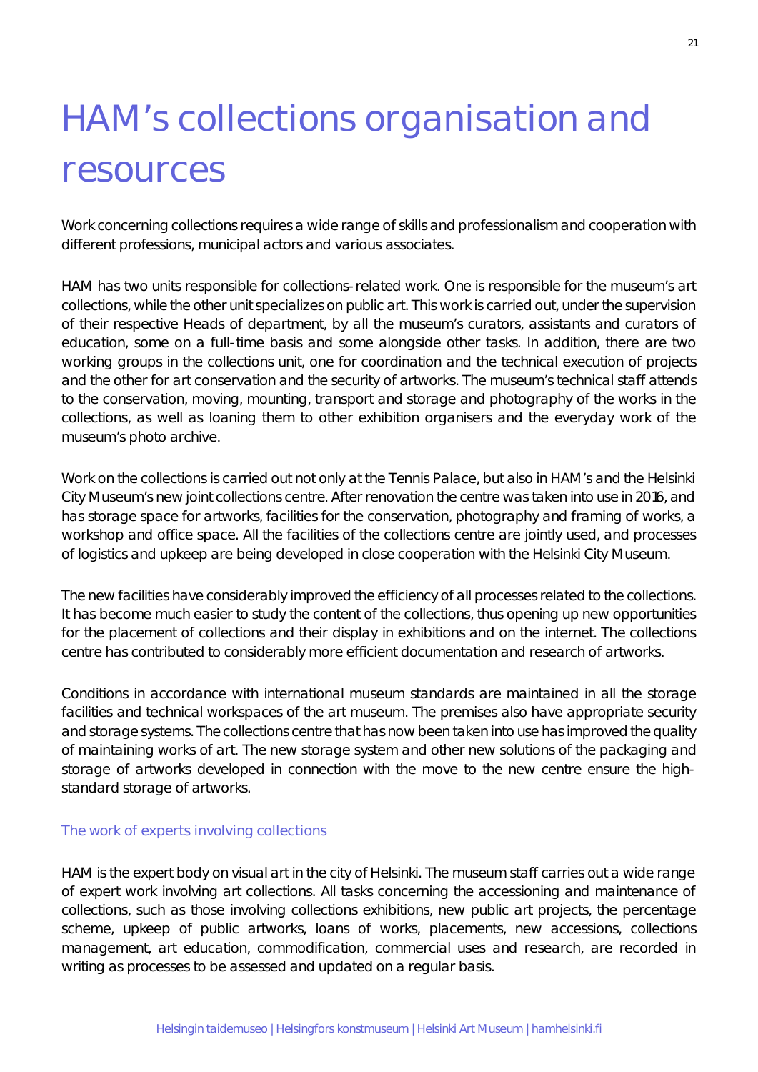# HAM's collections organisation and resources

Work concerning collections requires a wide range of skills and professionalism and cooperation with different professions, municipal actors and various associates.

HAM has two units responsible for collections-related work. One is responsible for the museum's art collections, while the other unit specializes on public art. This work is carried out, under the supervision of their respective Heads of department, by all the museum's curators, assistants and curators of education, some on a full-time basis and some alongside other tasks. In addition, there are two working groups in the collections unit, one for coordination and the technical execution of projects and the other for art conservation and the security of artworks. The museum's technical staff attends to the conservation, moving, mounting, transport and storage and photography of the works in the collections, as well as loaning them to other exhibition organisers and the everyday work of the museum's photo archive.

Work on the collections is carried out not only at the Tennis Palace, but also in HAM's and the Helsinki City Museum's new joint collections centre. After renovation the centre was taken into use in 2016, and has storage space for artworks, facilities for the conservation, photography and framing of works, a workshop and office space. All the facilities of the collections centre are jointly used, and processes of logistics and upkeep are being developed in close cooperation with the Helsinki City Museum.

The new facilities have considerably improved the efficiency of all processes related to the collections. It has become much easier to study the content of the collections, thus opening up new opportunities for the placement of collections and their display in exhibitions and on the internet. The collections centre has contributed to considerably more efficient documentation and research of artworks.

Conditions in accordance with international museum standards are maintained in all the storage facilities and technical workspaces of the art museum. The premises also have appropriate security and storage systems. The collections centre that has now been taken into use has improved the quality of maintaining works of art. The new storage system and other new solutions of the packaging and storage of artworks developed in connection with the move to the new centre ensure the high-standard storage of artworks.

## The work of experts involving collections

HAM is the expert body on visual art in the city of Helsinki. The museum staff carries out a wide range of expert work involving art collections. All tasks concerning the accessioning and maintenance of collections, such as those involving collections exhibitions, new public art projects, the percentage scheme, upkeep of public artworks, loans of works, placements, new accessions, collections management, art education, commodification, commercial uses and research, are recorded in writing as processes to be assessed and updated on a regular basis.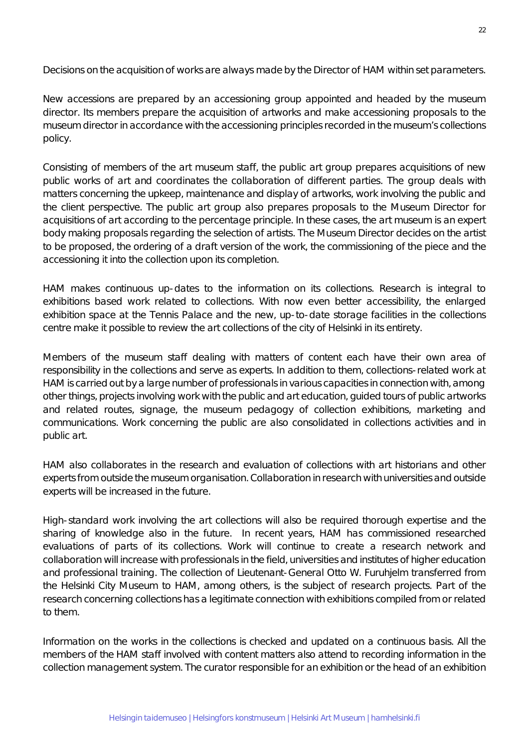Decisions on the acquisition of works are always made by the Director of HAM within set parameters.

New accessions are prepared by an accessioning group appointed and headed by the museum director. Its members prepare the acquisition of artworks and make accessioning proposals to the museum director in accordance with the accessioning principles recorded in the museum's collections policy.

Consisting of members of the art museum staff, the public art group prepares acquisitions of new public works of art and coordinates the collaboration of different parties. The group deals with matters concerning the upkeep, maintenance and display of artworks, work involving the public and the client perspective. The public art group also prepares proposals to the Museum Director for acquisitions of art according to the percentage principle. In these cases, the art museum is an expert body making proposals regarding the selection of artists. The Museum Director decides on the artist to be proposed, the ordering of a draft version of the work, the commissioning of the piece and the accessioning it into the collection upon its completion.

HAM makes continuous up-dates to the information on its collections. Research is integral to exhibitions based work related to collections. With now even better accessibility, the enlarged exhibition space at the Tennis Palace and the new, up-to-date storage facilities in the collections centre make it possible to review the art collections of the city of Helsinki in its entirety.

Members of the museum staff dealing with matters of content each have their own area of responsibility in the collections and serve as experts. In addition to them, collections-related work at HAM is carried out by a large number of professionals in various capacities in connection with, among other things, projects involving work with the public and art education, guided tours of public artworks and related routes, signage, the museum pedagogy of collection exhibitions, marketing and communications. Work concerning the public are also consolidated in collections activities and in public art.

HAM also collaborates in the research and evaluation of collections with art historians and other experts from outside the museum organisation. Collaboration in research with universities and outside experts will be increased in the future.

High-standard work involving the art collections will also be required thorough expertise and the sharing of knowledge also in the future. In recent years, HAM has commissioned researched evaluations of parts of its collections. Work will continue to create a research network and collaboration will increase with professionals in the field, universities and institutes of higher education and professional training. The collection of Lieutenant-General Otto W. Furuhjelm transferred from the Helsinki City Museum to HAM, among others, is the subject of research projects. Part of the research concerning collections has a legitimate connection with exhibitions compiled from or related to them.

Information on the works in the collections is checked and updated on a continuous basis. All the members of the HAM staff involved with content matters also attend to recording information in the collection management system. The curator responsible for an exhibition or the head of an exhibition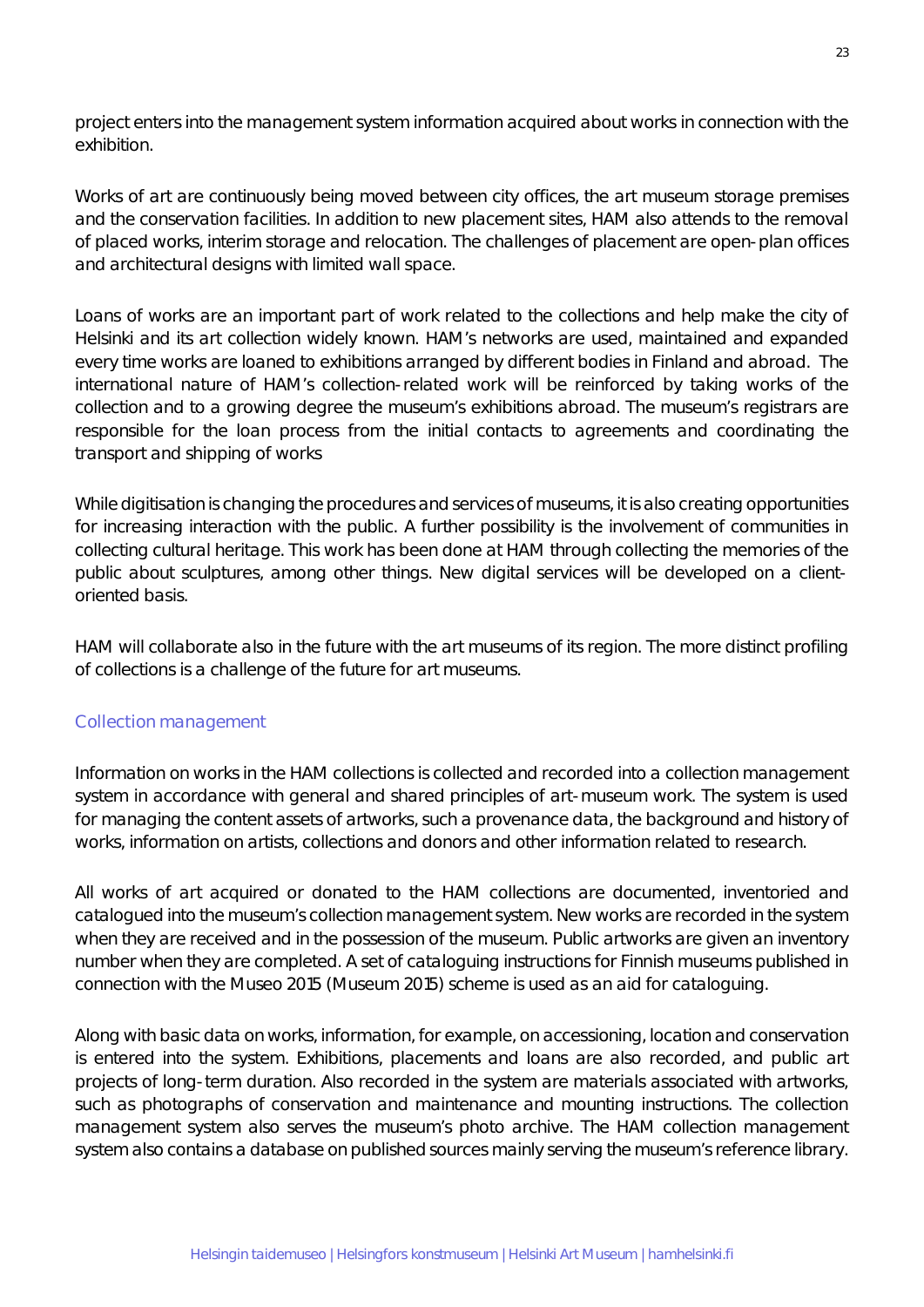project enters into the management system information acquired about works in connection with the exhibition.

Works of art are continuously being moved between city offices, the art museum storage premises and the conservation facilities. In addition to new placement sites, HAM also attends to the removal of placed works, interim storage and relocation. The challenges of placement are open-plan offices and architectural designs with limited wall space.

Loans of works are an important part of work related to the collections and help make the city of Helsinki and its art collection widely known. HAM's networks are used, maintained and expanded every time works are loaned to exhibitions arranged by different bodies in Finland and abroad. The international nature of HAM's collection-related work will be reinforced by taking works of the collection and to a growing degree the museum's exhibitions abroad. The museum's registrars are responsible for the loan process from the initial contacts to agreements and coordinating the transport and shipping of works

While digitisation is changing the procedures and services of museums, it is also creating opportunities for increasing interaction with the public. A further possibility is the involvement of communities in collecting cultural heritage. This work has been done at HAM through collecting the memories of the public about sculptures, among other things. New digital services will be developed on a client-oriented basis.

HAM will collaborate also in the future with the art museums of its region. The more distinct profiling of collections is a challenge of the future for art museums.

## Collection management

Information on works in the HAM collections is collected and recorded into a collection management system in accordance with general and shared principles of art-museum work. The system is used for managing the content assets of artworks, such a provenance data, the background and history of works, information on artists, collections and donors and other information related to research.

All works of art acquired or donated to the HAM collections are documented, inventoried and catalogued into the museum's collection management system. New works are recorded in the system when they are received and in the possession of the museum. Public artworks are given an inventory number when they are completed. A set of cataloguing instructions for Finnish museums published in connection with the Museo 2015 (Museum 2015) scheme is used as an aid for cataloguing.

Along with basic data on works, information, for example, on accessioning, location and conservation is entered into the system. Exhibitions, placements and loans are also recorded, and public art projects of long-term duration. Also recorded in the system are materials associated with artworks, such as photographs of conservation and maintenance and mounting instructions. The collection management system also serves the museum's photo archive. The HAM collection management system also contains a database on published sources mainly serving the museum's reference library.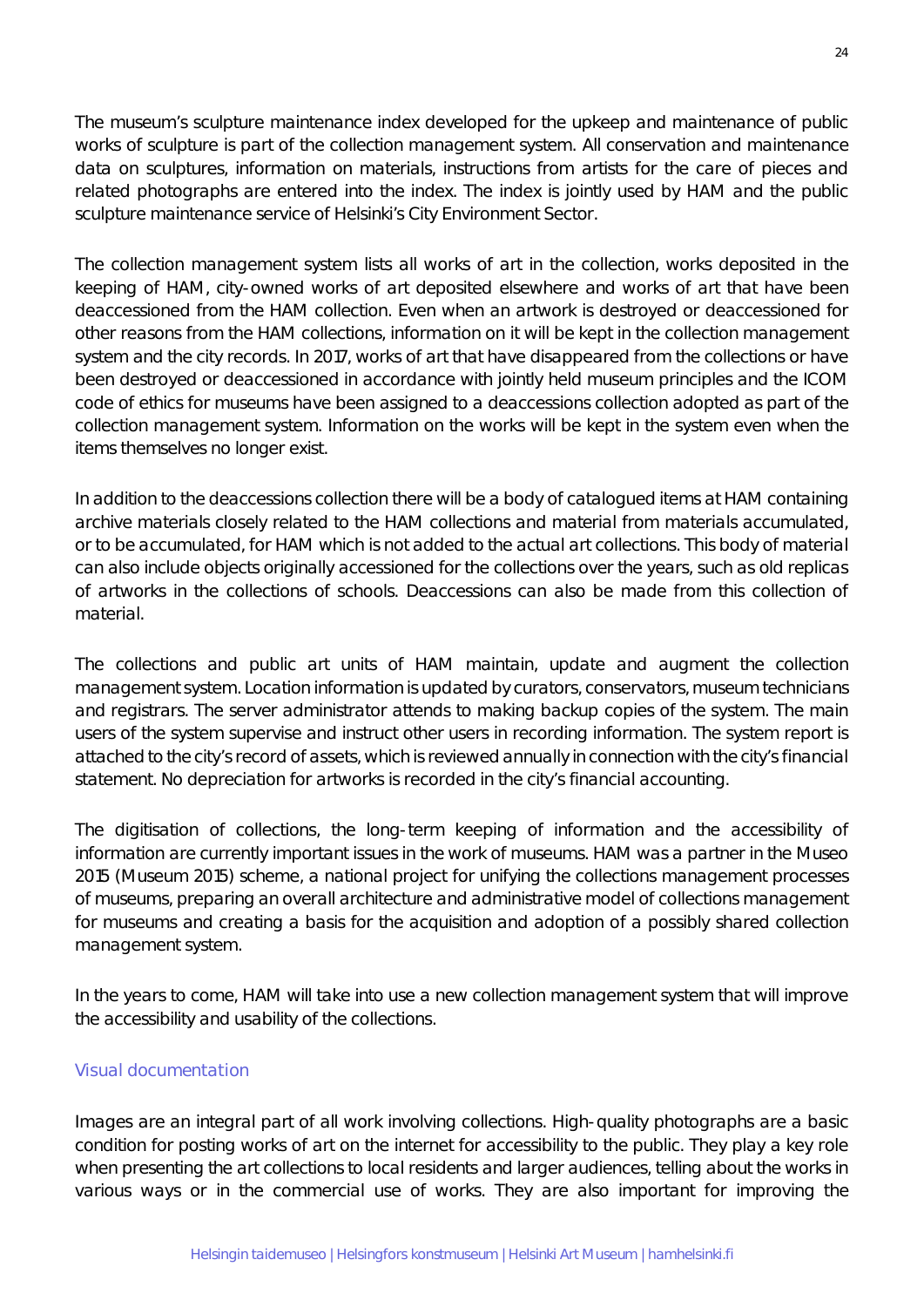The museum's sculpture maintenance index developed for the upkeep and maintenance of public works of sculpture is part of the collection management system. All conservation and maintenance data on sculptures, information on materials, instructions from artists for the care of pieces and related photographs are entered into the index. The index is jointly used by HAM and the public sculpture maintenance service of Helsinki's City Environment Sector.

The collection management system lists all works of art in the collection, works deposited in the keeping of HAM, city-owned works of art deposited elsewhere and works of art that have been deaccessioned from the HAM collection. Even when an artwork is destroyed or deaccessioned for other reasons from the HAM collections, information on it will be kept in the collection management system and the city records. In 2017, works of art that have disappeared from the collections or have been destroyed or deaccessioned in accordance with jointly held museum principles and the ICOM code of ethics for museums have been assigned to a deaccessions collection adopted as part of the collection management system. Information on the works will be kept in the system even when the items themselves no longer exist.

In addition to the deaccessions collection there will be a body of catalogued items at HAM containing archive materials closely related to the HAM collections and material from materials accumulated, or to be accumulated, for HAM which is not added to the actual art collections. This body of material can also include objects originally accessioned for the collections over the years, such as old replicas of artworks in the collections of schools. Deaccessions can also be made from this collection of material.

The collections and public art units of HAM maintain, update and augment the collection management system. Location information is updated by curators, conservators, museum technicians and registrars. The server administrator attends to making backup copies of the system. The main users of the system supervise and instruct other users in recording information. The system report is attached to the city's record of assets, which is reviewed annually in connection with the city's financial statement. No depreciation for artworks is recorded in the city's financial accounting.

The digitisation of collections, the long-term keeping of information and the accessibility of information are currently important issues in the work of museums. HAM was a partner in the Museo 2015 (Museum 2015) scheme, a national project for unifying the collections management processes of museums, preparing an overall architecture and administrative model of collections management for museums and creating a basis for the acquisition and adoption of a possibly shared collection management system.

In the years to come, HAM will take into use a new collection management system that will improve the accessibility and usability of the collections.

### Visual documentation

Images are an integral part of all work involving collections. High-quality photographs are a basic condition for posting works of art on the internet for accessibility to the public. They play a key role when presenting the art collections to local residents and larger audiences, telling about the works in various ways or in the commercial use of works. They are also important for improving the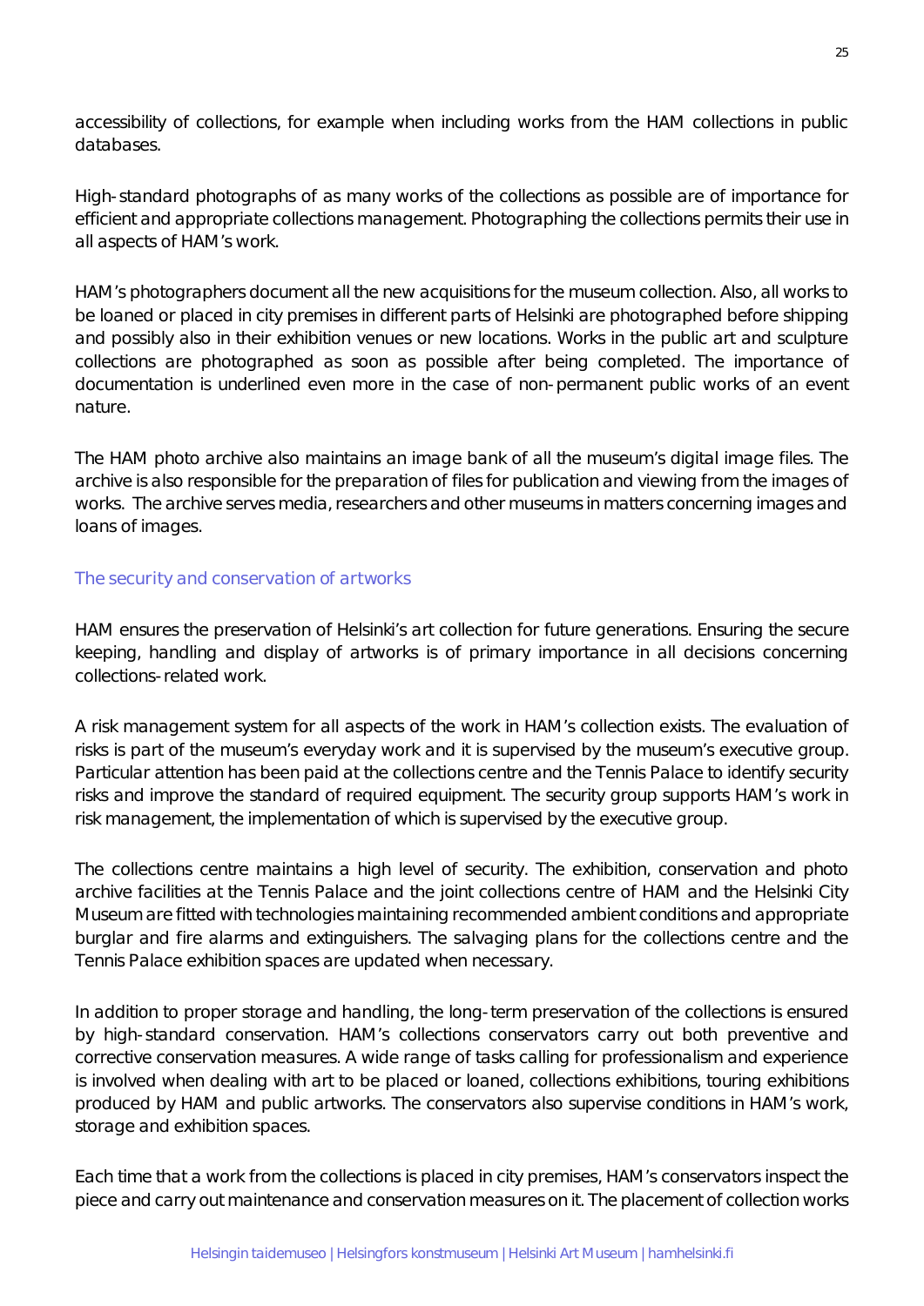accessibility of collections, for example when including works from the HAM collections in public databases.

High-standard photographs of as many works of the collections as possible are of importance for efficient and appropriate collections management. Photographing the collections permits their use in all aspects of HAM's work.

HAM's photographers document all the new acquisitions for the museum collection. Also, all works to be loaned or placed in city premises in different parts of Helsinki are photographed before shipping and possibly also in their exhibition venues or new locations. Works in the public art and sculpture collections are photographed as soon as possible after being completed. The importance of documentation is underlined even more in the case of non-permanent public works of an event nature.

The HAM photo archive also maintains an image bank of all the museum's digital image files. The archive is also responsible for the preparation of files for publication and viewing from the images of works. The archive serves media, researchers and other museums in matters concerning images and loans of images.

### The security and conservation of artworks

HAM ensures the preservation of Helsinki's art collection for future generations. Ensuring the secure keeping, handling and display of artworks is of primary importance in all decisions concerning collections-related work.

A risk management system for all aspects of the work in HAM's collection exists. The evaluation of risks is part of the museum's everyday work and it is supervised by the museum's executive group. Particular attention has been paid at the collections centre and the Tennis Palace to identify security risks and improve the standard of required equipment. The security group supports HAM's work in risk management, the implementation of which is supervised by the executive group.

The collections centre maintains a high level of security. The exhibition, conservation and photo archive facilities at the Tennis Palace and the joint collections centre of HAM and the Helsinki City Museum are fitted with technologies maintaining recommended ambient conditions and appropriate burglar and fire alarms and extinguishers. The salvaging plans for the collections centre and the Tennis Palace exhibition spaces are updated when necessary.

In addition to proper storage and handling, the long-term preservation of the collections is ensured by high-standard conservation. HAM's collections conservators carry out both preventive and corrective conservation measures. A wide range of tasks calling for professionalism and experience is involved when dealing with art to be placed or loaned, collections exhibitions, touring exhibitions produced by HAM and public artworks. The conservators also supervise conditions in HAM's work, storage and exhibition spaces.

Each time that a work from the collections is placed in city premises, HAM's conservators inspect the piece and carry out maintenance and conservation measures on it. The placement of collection works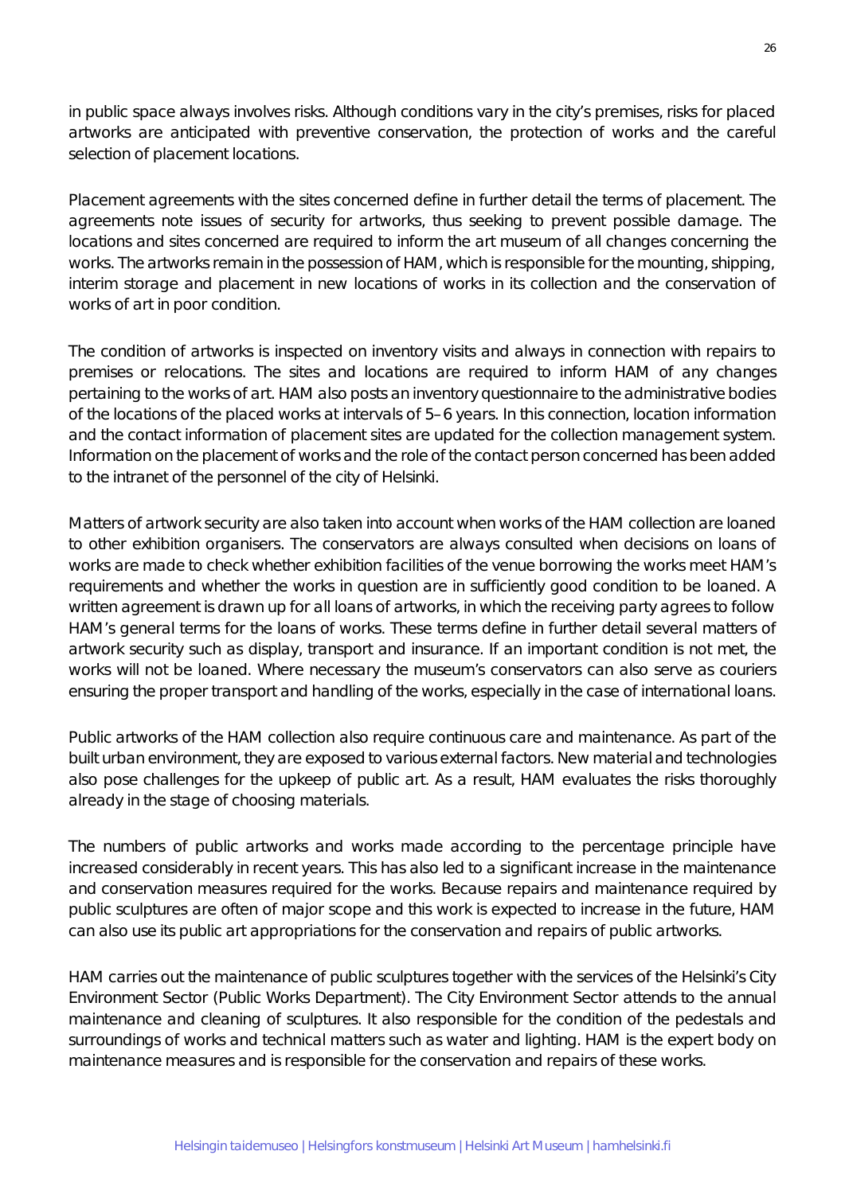in public space always involves risks. Although conditions vary in the city's premises, risks for placed artworks are anticipated with preventive conservation, the protection of works and the careful selection of placement locations.

Placement agreements with the sites concerned define in further detail the terms of placement. The agreements note issues of security for artworks, thus seeking to prevent possible damage. The locations and sites concerned are required to inform the art museum of all changes concerning the works. The artworks remain in the possession of HAM, which is responsible for the mounting, shipping, interim storage and placement in new locations of works in its collection and the conservation of works of art in poor condition.

The condition of artworks is inspected on inventory visits and always in connection with repairs to premises or relocations. The sites and locations are required to inform HAM of any changes pertaining to the works of art. HAM also posts an inventory questionnaire to the administrative bodies of the locations of the placed works at intervals of 5–6 years. In this connection, location information and the contact information of placement sites are updated for the collection management system. Information on the placement of works and the role of the contact person concerned has been added to the intranet of the personnel of the city of Helsinki.

Matters of artwork security are also taken into account when works of the HAM collection are loaned to other exhibition organisers. The conservators are always consulted when decisions on loans of works are made to check whether exhibition facilities of the venue borrowing the works meet HAM's requirements and whether the works in question are in sufficiently good condition to be loaned. A written agreement is drawn up for all loans of artworks, in which the receiving party agrees to follow HAM's general terms for the loans of works. These terms define in further detail several matters of artwork security such as display, transport and insurance. If an important condition is not met, the works will not be loaned. Where necessary the museum's conservators can also serve as couriers ensuring the proper transport and handling of the works, especially in the case of international loans.

Public artworks of the HAM collection also require continuous care and maintenance. As part of the built urban environment, they are exposed to various external factors. New material and technologies also pose challenges for the upkeep of public art. As a result, HAM evaluates the risks thoroughly already in the stage of choosing materials.

The numbers of public artworks and works made according to the percentage principle have increased considerably in recent years. This has also led to a significant increase in the maintenance and conservation measures required for the works. Because repairs and maintenance required by public sculptures are often of major scope and this work is expected to increase in the future, HAM can also use its public art appropriations for the conservation and repairs of public artworks.

HAM carries out the maintenance of public sculptures together with the services of the Helsinki's City Environment Sector (Public Works Department). The City Environment Sector attends to the annual maintenance and cleaning of sculptures. It also responsible for the condition of the pedestals and surroundings of works and technical matters such as water and lighting. HAM is the expert body on maintenance measures and is responsible for the conservation and repairs of these works.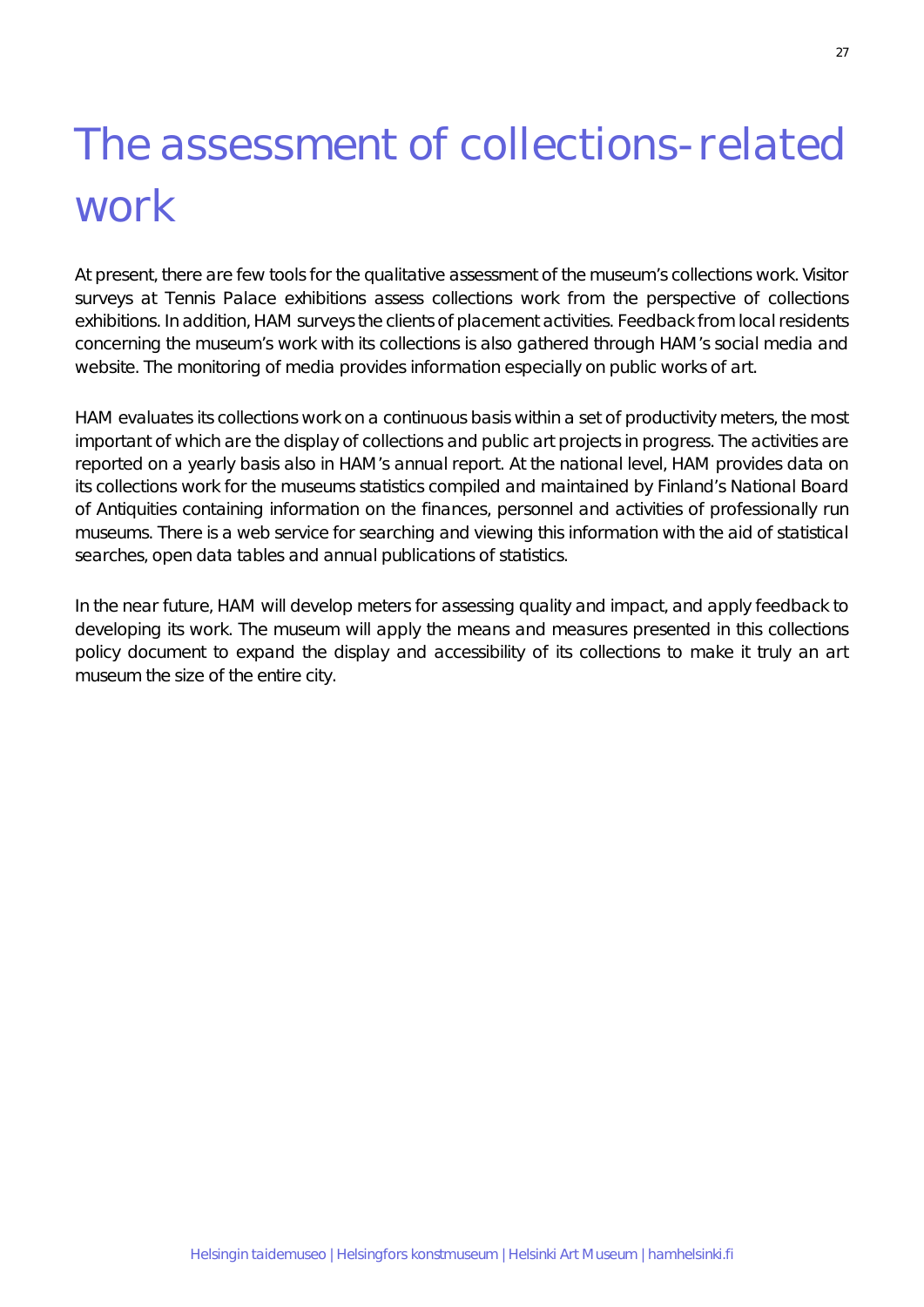# The assessment of collections-related work

At present, there are few tools for the qualitative assessment of the museum's collections work. Visitor surveys at Tennis Palace exhibitions assess collections work from the perspective of collections exhibitions. In addition, HAM surveys the clients of placement activities. Feedback from local residents concerning the museum's work with its collections is also gathered through HAM's social media and website. The monitoring of media provides information especially on public works of art.

HAM evaluates its collections work on a continuous basis within a set of productivity meters, the most important of which are the display of collections and public art projects in progress. The activities are reported on a yearly basis also in HAM's annual report. At the national level, HAM provides data on its collections work for the museums statistics compiled and maintained by Finland's National Board of Antiquities containing information on the finances, personnel and activities of professionally run museums. There is a web service for searching and viewing this information with the aid of statistical searches, open data tables and annual publications of statistics.

In the near future, HAM will develop meters for assessing quality and impact, and apply feedback to developing its work. The museum will apply the means and measures presented in this collections policy document to expand the display and accessibility of its collections to make it truly an art museum the size of the entire city.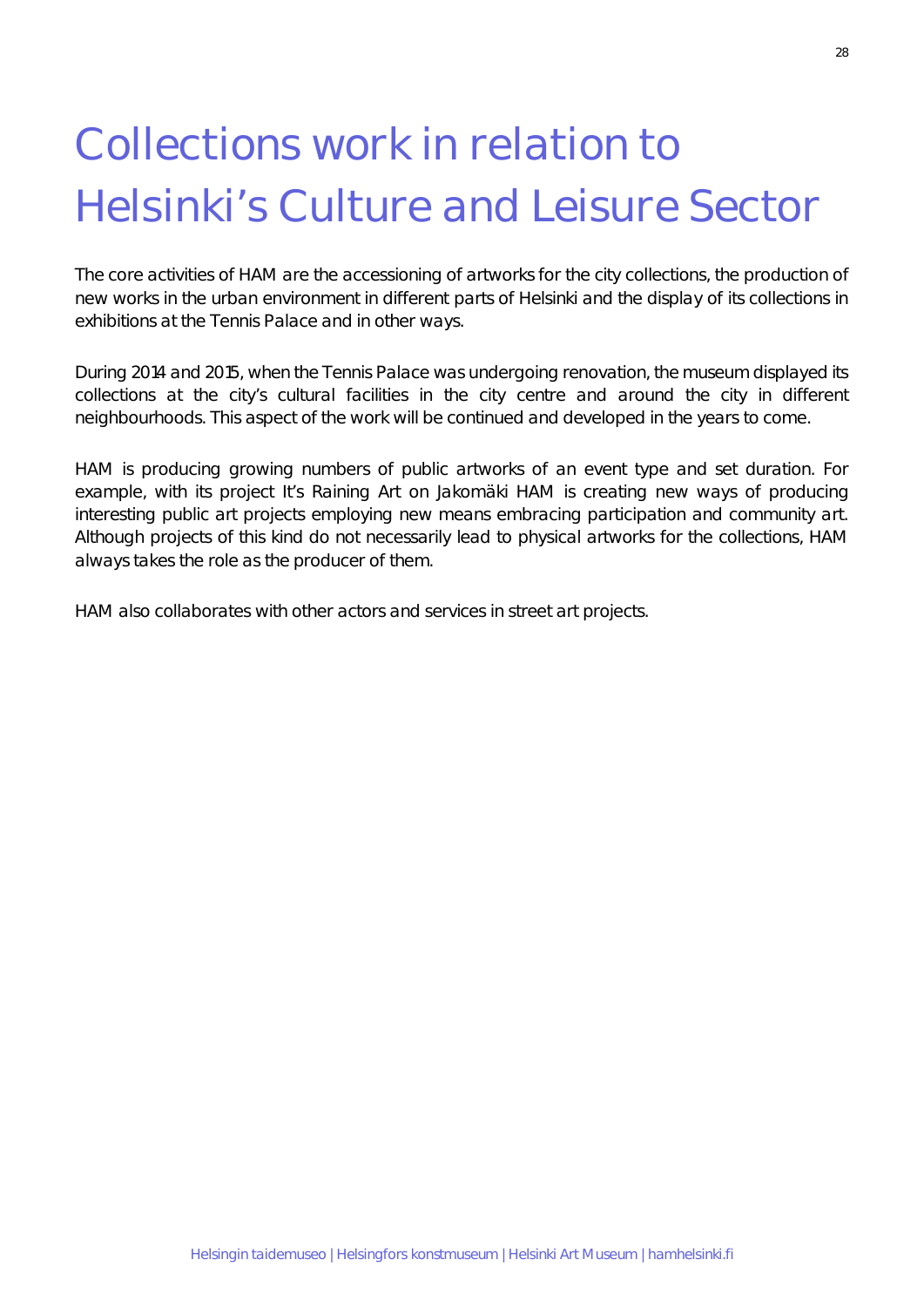# Collections work in relation to Helsinki's Culture and Leisure Sector

The core activities of HAM are the accessioning of artworks for the city collections, the production of new works in the urban environment in different parts of Helsinki and the display of its collections in exhibitions at the Tennis Palace and in other ways.

During 2014 and 2015, when the Tennis Palace was undergoing renovation, the museum displayed its collections at the city's cultural facilities in the city centre and around the city in different neighbourhoods. This aspect of the work will be continued and developed in the years to come.

HAM is producing growing numbers of public artworks of an event type and set duration. For example, with its project It's Raining Art on Jakomäki HAM is creating new ways of producing interesting public art projects employing new means embracing participation and community art. Although projects of this kind do not necessarily lead to physical artworks for the collections, HAM always takes the role as the producer of them.

HAM also collaborates with other actors and services in street art projects.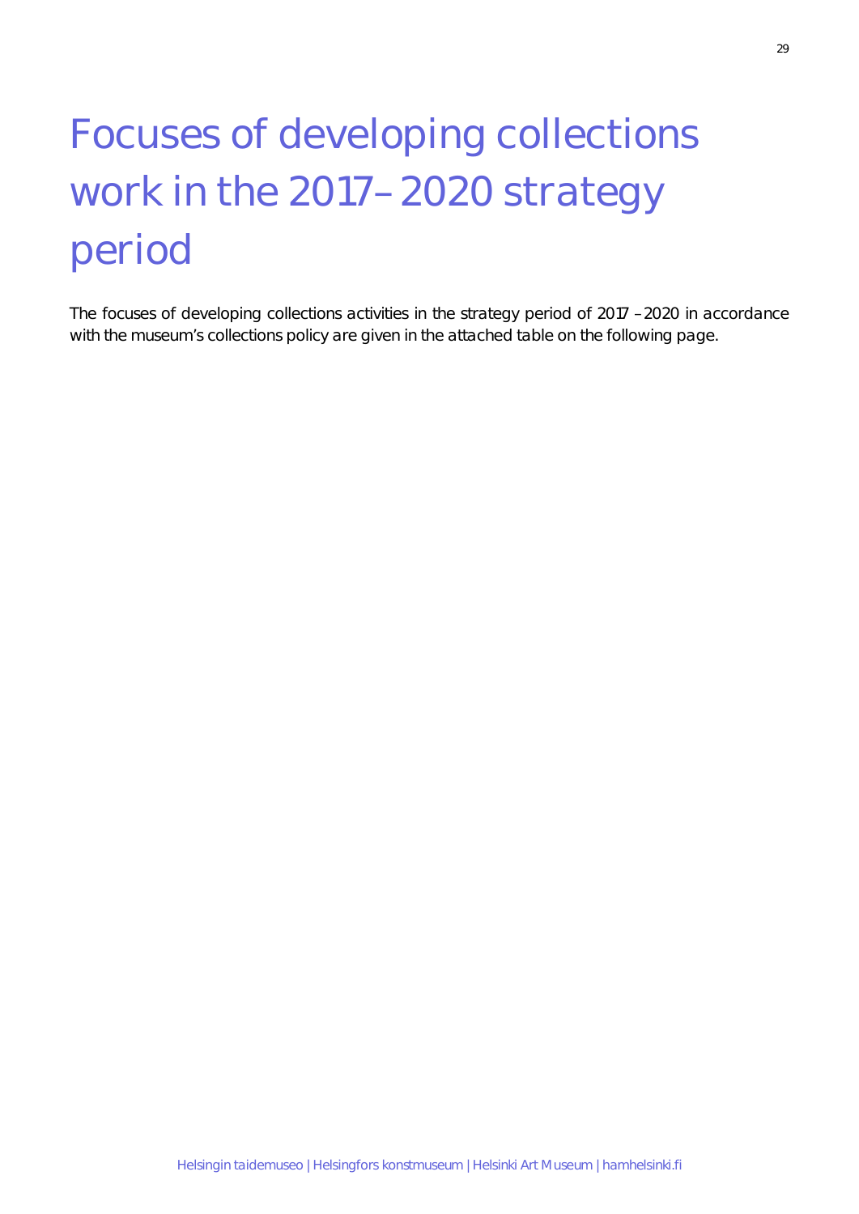# Focuses of developing collections work in the 2017–2020 strategy period

The focuses of developing collections activities in the strategy period of 2017 –2020 in accordance with the museum's collections policy are given in the attached table on the following page.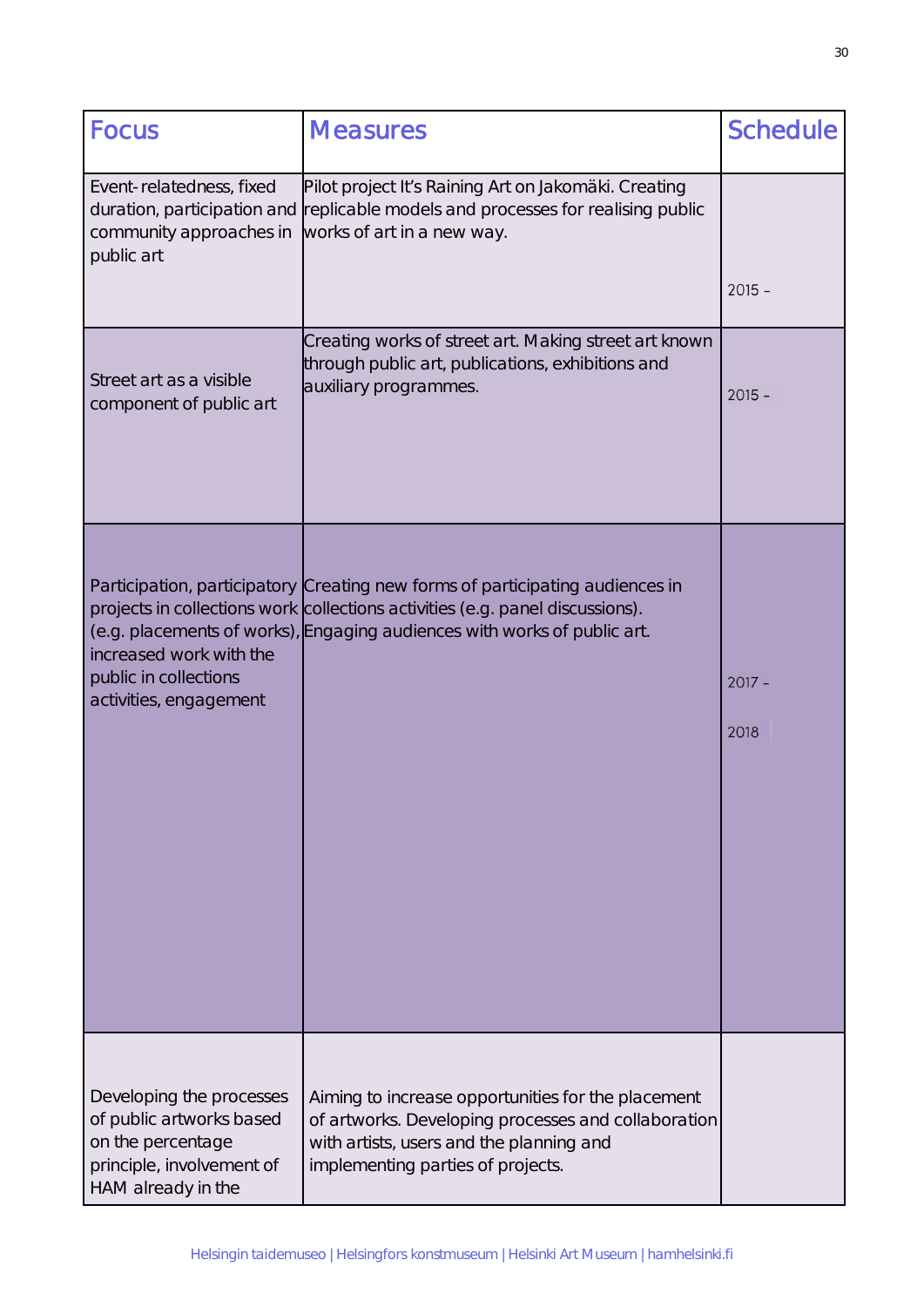| Focus | Measures | Schedule |
| --- | --- | --- |
| Event-relatedness, fixed duration, participation and community approaches in public art | Pilot project It's Raining Art on Jakomäki. Creating replicable models and processes for realising public works of art in a new way. | 2015 – |
| Street art as a visible component of public art | Creating works of street art. Making street art known through public art, publications, exhibitions and auxiliary programmes. | 2015 – |
| Participation, participatory projects in collections work (e.g. placements of works), increased work with the public in collections activities, engagement | Creating new forms of participating audiences in collections activities (e.g. panel discussions). Engaging audiences with works of public art. | 2017 – 2018 |
| Developing the processes of public artworks based on the percentage principle, involvement of HAM already in the | Aiming to increase opportunities for the placement of artworks. Developing processes and collaboration with artists, users and the planning and implementing parties of projects. | |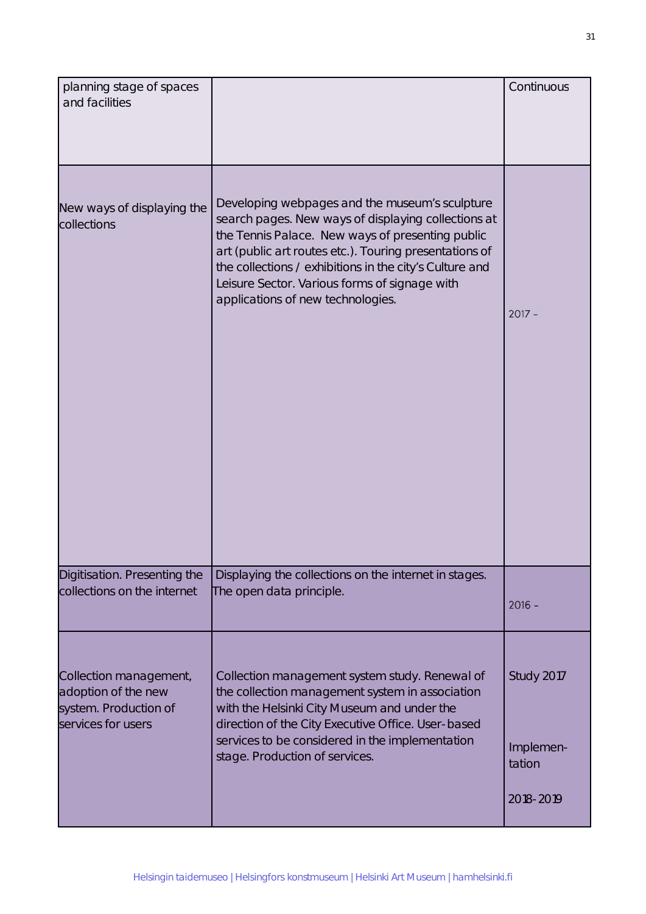| | | |
|---|---|---|
| planning stage of spaces and facilities | | Continuous |
| New ways of displaying the collections | Developing webpages and the museum's sculpture search pages. New ways of displaying collections at the Tennis Palace. New ways of presenting public art (public art routes etc.). Touring presentations of the collections / exhibitions in the city's Culture and Leisure Sector. Various forms of signage with applications of new technologies. | 2017 – |
| Digitisation. Presenting the collections on the internet | Displaying the collections on the internet in stages. The open data principle. | 2016 – |
| Collection management, adoption of the new system. Production of services for users | Collection management system study. Renewal of the collection management system in association with the Helsinki City Museum and under the direction of the City Executive Office. User-based services to be considered in the implementation stage. Production of services. | Study 2017<br><br>Implemen-tation<br><br>2018-2019 |

Helsingin taidemuseo | Helsingfors konstmuseum | Helsinki Art Museum | hamhelsinki.fi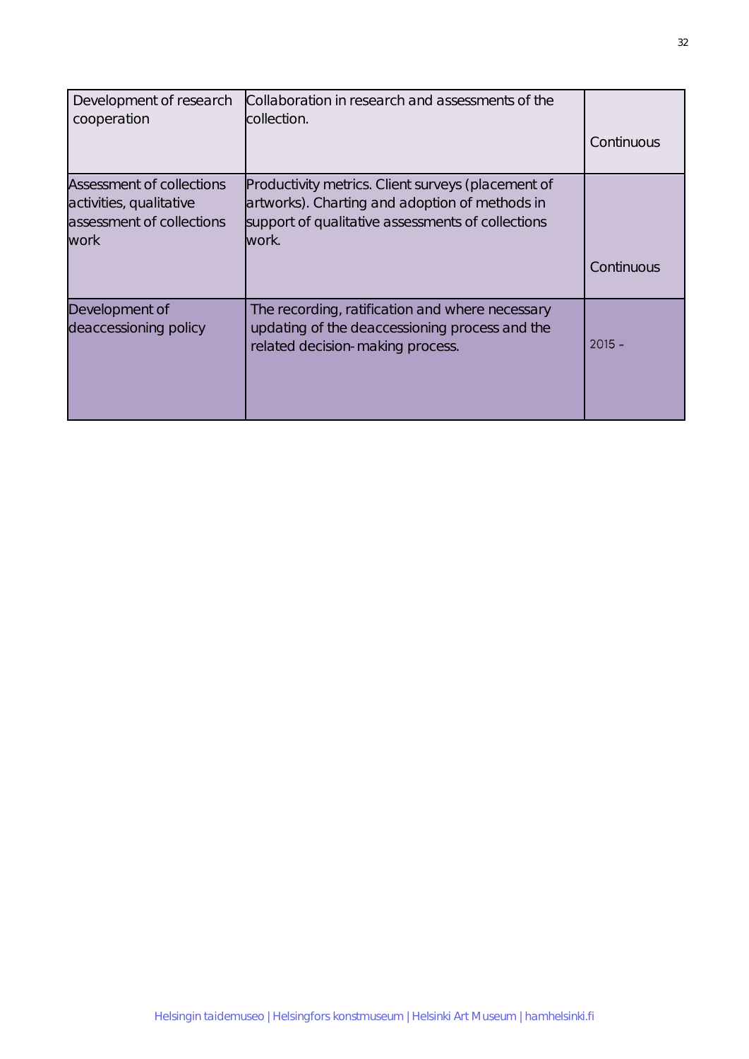| | | |
|---|---|---|
| Development of research cooperation | Collaboration in research and assessments of the collection. | Continuous |
| Assessment of collections activities, qualitative assessment of collections work | Productivity metrics. Client surveys (placement of artworks). Charting and adoption of methods in support of qualitative assessments of collections work. | Continuous |
| Development of deaccessioning policy | The recording, ratification and where necessary updating of the deaccessioning process and the related decision-making process. | 2015 – |